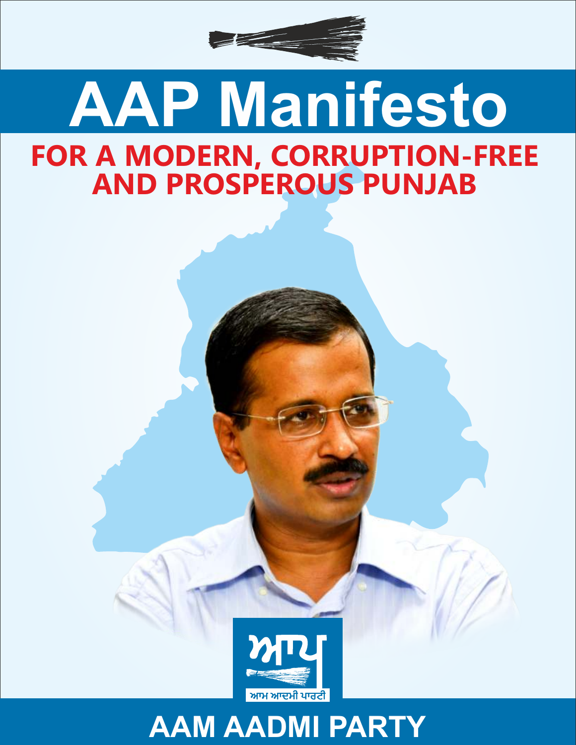# AAP Manifesto

## FOR A MODERN, CORRUPTION-FREE AND PROSPEROUS PUNJAB

ਆਪ

ਆਮ ਆਦਮੀ ਪਾਰਟੀ

**AAM AADMI PARTY**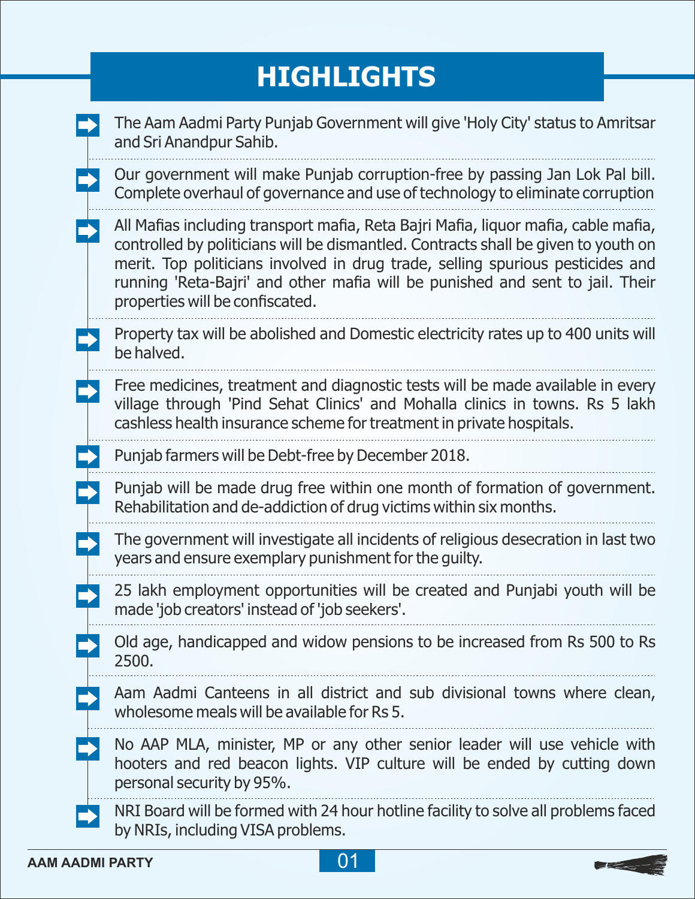# HIGHLIGHTS

- The Aam Aadmi Party Punjab Government will give 'Holy City' status to Amritsar and Sri Anandpur Sahib.
- Our government will make Punjab corruption-free by passing Jan Lok Pal bill. Complete overhaul of governance and use of technology to eliminate corruption
- All Mafias including transport mafia, Reta Bajri Mafia, liquor mafia, cable mafia, controlled by politicians will be dismantled. Contracts shall be given to youth on merit. Top politicians involved in drug trade, selling spurious pesticides and running 'Reta-Bajri' and other mafia will be punished and sent to jail. Their properties will be confiscated.
- Property tax will be abolished and Domestic electricity rates up to 400 units will be halved.
- Free medicines, treatment and diagnostic tests will be made available in every village through 'Pind Sehat Clinics' and Mohalla clinics in towns. Rs 5 lakh cashless health insurance scheme for treatment in private hospitals.
- Punjab farmers will be Debt-free by December 2018.
- Punjab will be made drug free within one month of formation of government. Rehabilitation and de-addiction of drug victims within six months.
- The government will investigate all incidents of religious desecration in last two years and ensure exemplary punishment for the guilty.
- 25 lakh employment opportunities will be created and Punjabi youth will be made 'job creators' instead of 'job seekers'.
- Old age, handicapped and widow pensions to be increased from Rs 500 to Rs 2500.
- Aam Aadmi Canteens in all district and sub divisional towns where clean, wholesome meals will be available for Rs 5.
- No AAP MLA, minister, MP or any other senior leader will use vehicle with hooters and red beacon lights. VIP culture will be ended by cutting down personal security by 95%.
- NRI Board will be formed with 24 hour hotline facility to solve all problems faced by NRIs, including VISA problems.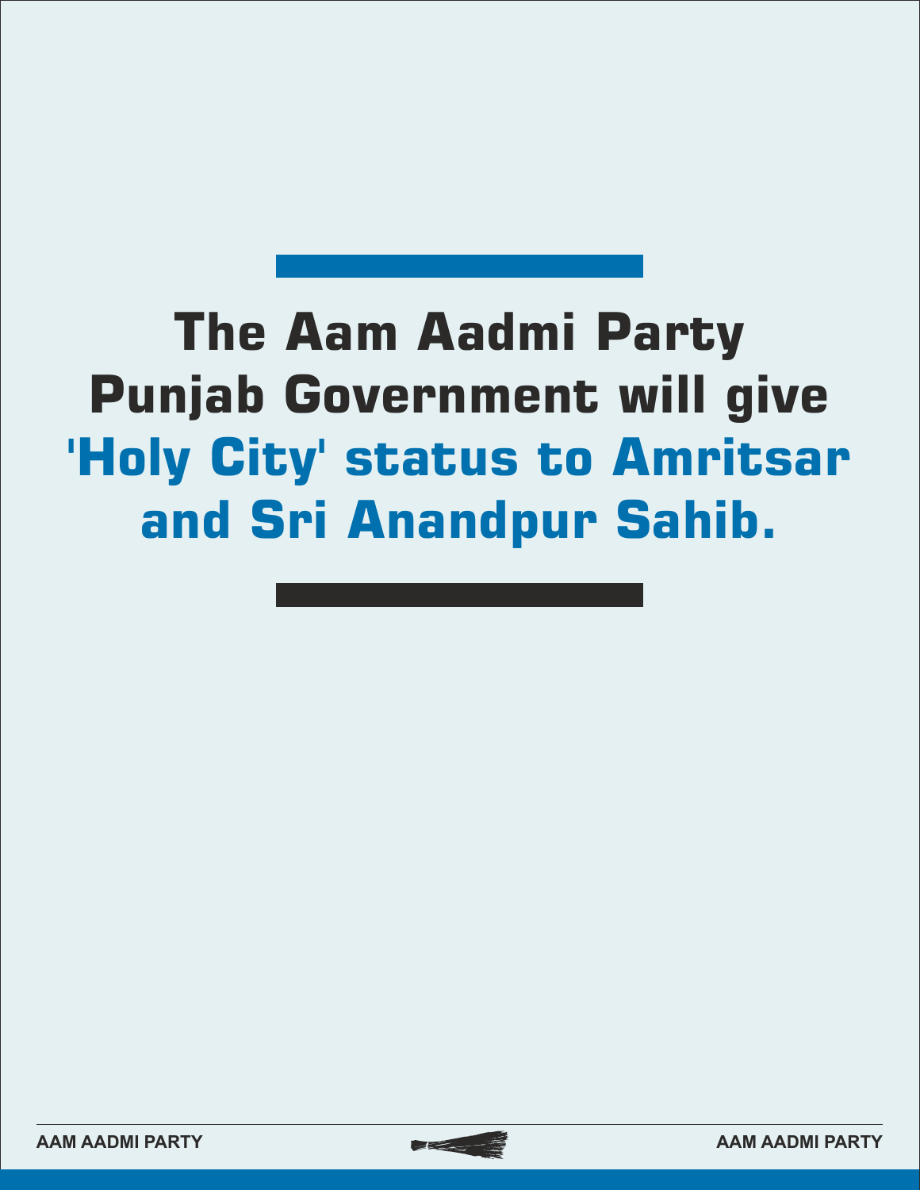# The Aam Aadmi Party Punjab Government will give 'Holy City' status to Amritsar and Sri Anandpur Sahib.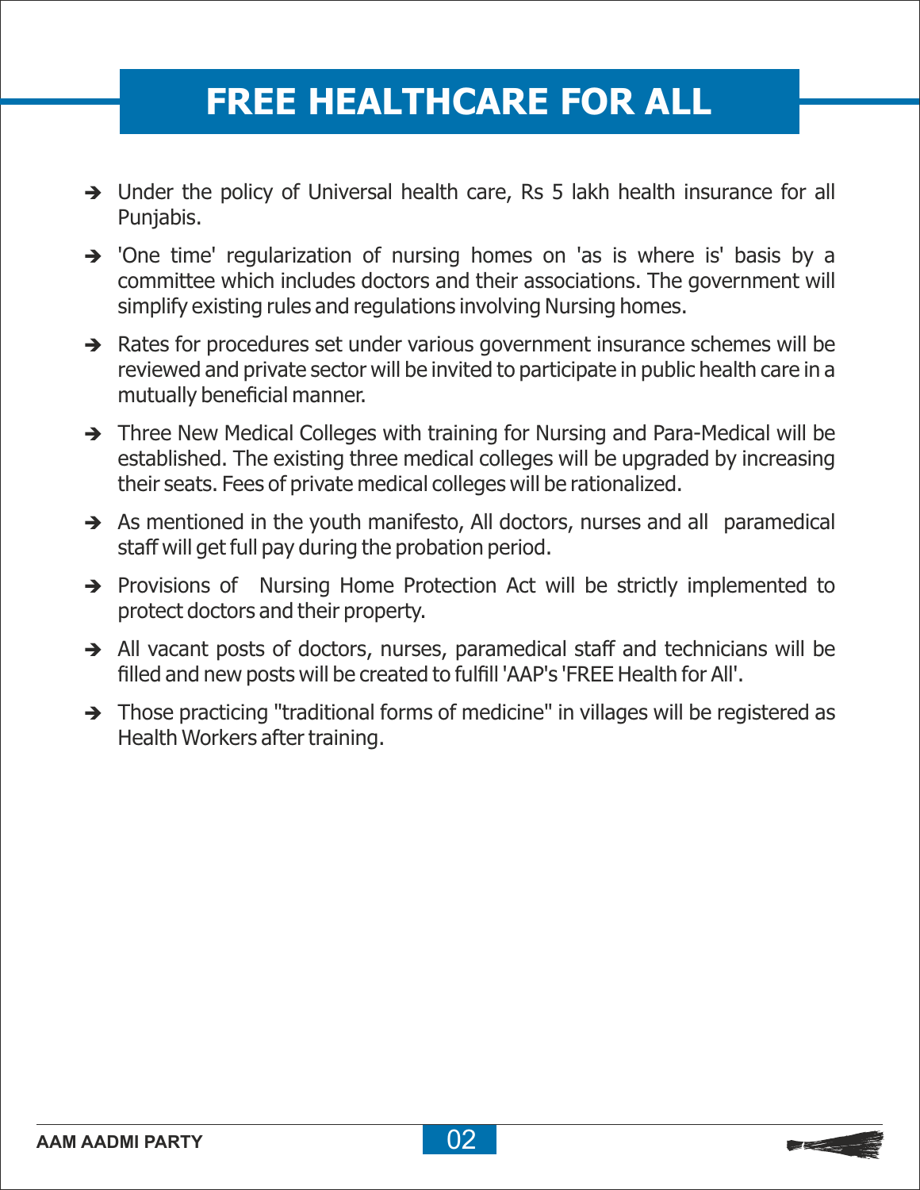# FREE HEALTHCARE FOR ALL

- Under the policy of Universal health care, Rs 5 lakh health insurance for all Punjabis.
- 'One time' regularization of nursing homes on 'as is where is' basis by a committee which includes doctors and their associations. The government will simplify existing rules and regulations involving Nursing homes.
- Rates for procedures set under various government insurance schemes will be reviewed and private sector will be invited to participate in public health care in a mutually beneficial manner.
- Three New Medical Colleges with training for Nursing and Para-Medical will be established. The existing three medical colleges will be upgraded by increasing their seats. Fees of private medical colleges will be rationalized.
- As mentioned in the youth manifesto, All doctors, nurses and all paramedical staff will get full pay during the probation period.
- Provisions of Nursing Home Protection Act will be strictly implemented to protect doctors and their property.
- All vacant posts of doctors, nurses, paramedical staff and technicians will be filled and new posts will be created to fulfill 'AAP's 'FREE Health for All'.
- Those practicing "traditional forms of medicine" in villages will be registered as Health Workers after training.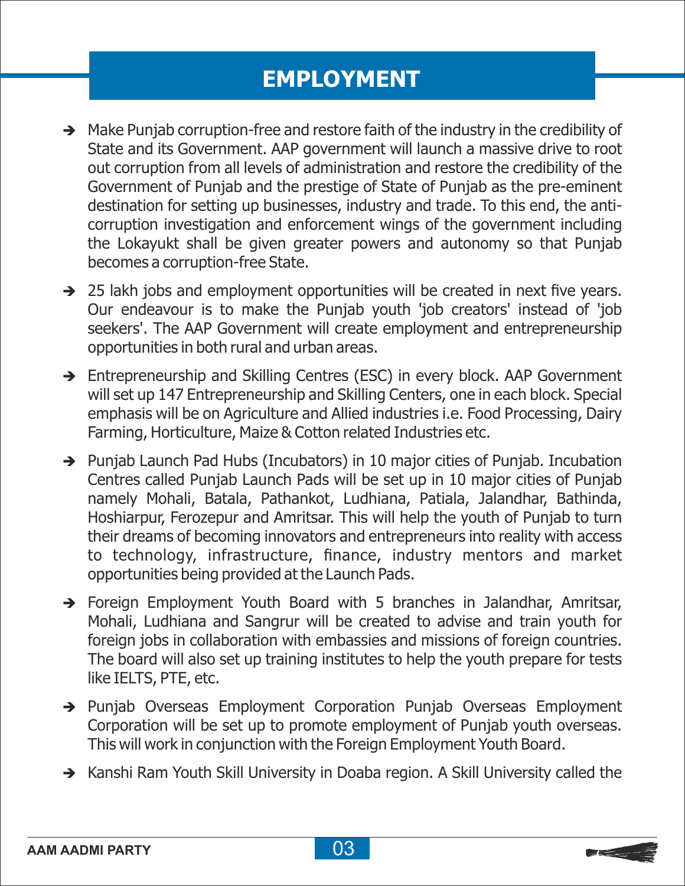# EMPLOYMENT

- Make Punjab corruption-free and restore faith of the industry in the credibility of State and its Government. AAP government will launch a massive drive to root out corruption from all levels of administration and restore the credibility of the Government of Punjab and the prestige of State of Punjab as the pre-eminent destination for setting up businesses, industry and trade. To this end, the anti-corruption investigation and enforcement wings of the government including the Lokayukt shall be given greater powers and autonomy so that Punjab becomes a corruption-free State.

- 25 lakh jobs and employment opportunities will be created in next five years. Our endeavour is to make the Punjab youth 'job creators' instead of 'job seekers'. The AAP Government will create employment and entrepreneurship opportunities in both rural and urban areas.

- Entrepreneurship and Skilling Centres (ESC) in every block. AAP Government will set up 147 Entrepreneurship and Skilling Centers, one in each block. Special emphasis will be on Agriculture and Allied industries i.e. Food Processing, Dairy Farming, Horticulture, Maize & Cotton related Industries etc.

- Punjab Launch Pad Hubs (Incubators) in 10 major cities of Punjab. Incubation Centres called Punjab Launch Pads will be set up in 10 major cities of Punjab namely Mohali, Batala, Pathankot, Ludhiana, Patiala, Jalandhar, Bathinda, Hoshiarpur, Ferozepur and Amritsar. This will help the youth of Punjab to turn their dreams of becoming innovators and entrepreneurs into reality with access to technology, infrastructure, finance, industry mentors and market opportunities being provided at the Launch Pads.

- Foreign Employment Youth Board with 5 branches in Jalandhar, Amritsar, Mohali, Ludhiana and Sangrur will be created to advise and train youth for foreign jobs in collaboration with embassies and missions of foreign countries. The board will also set up training institutes to help the youth prepare for tests like IELTS, PTE, etc.

- Punjab Overseas Employment Corporation Punjab Overseas Employment Corporation will be set up to promote employment of Punjab youth overseas. This will work in conjunction with the Foreign Employment Youth Board.

- Kanshi Ram Youth Skill University in Doaba region. A Skill University called the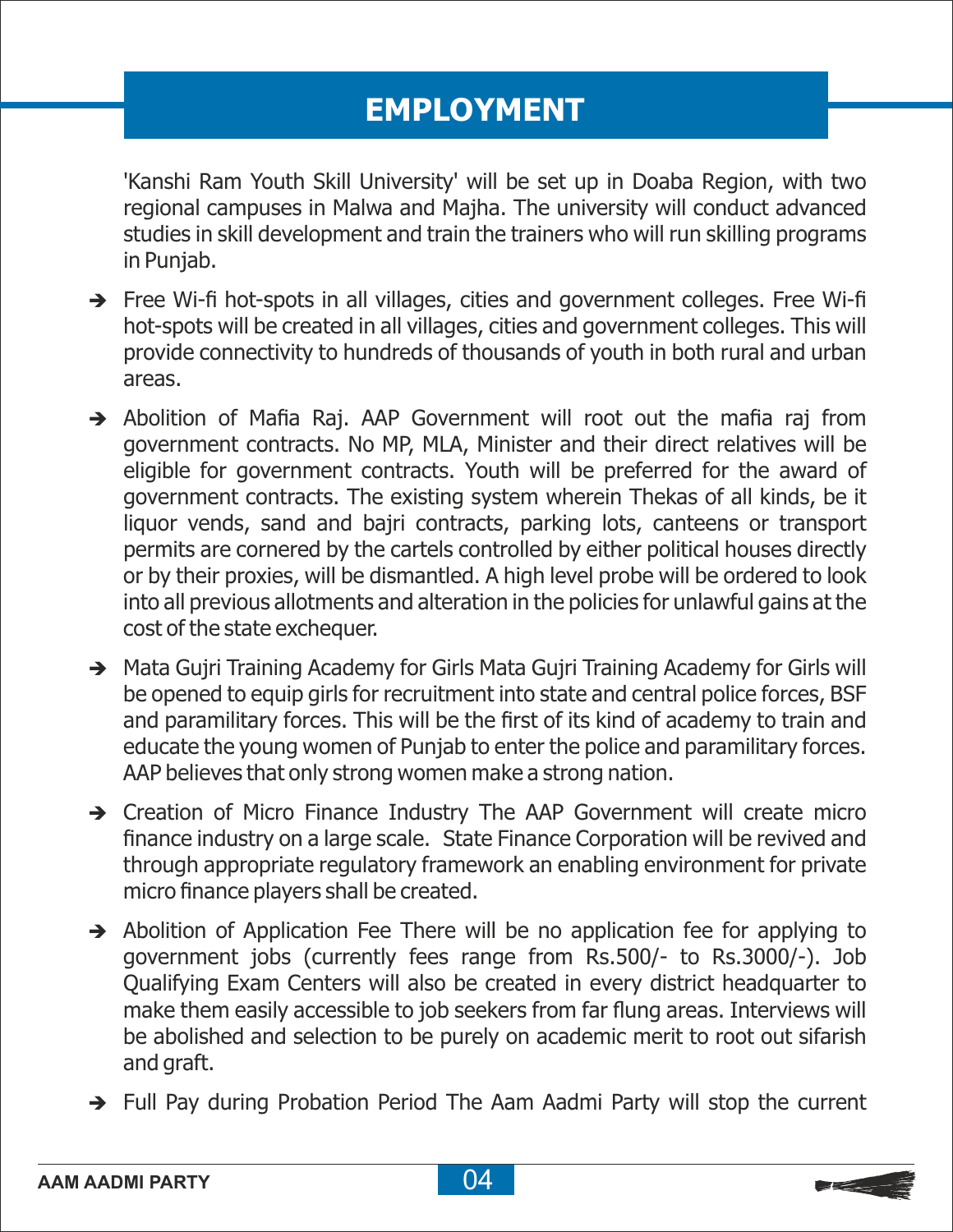# EMPLOYMENT

'Kanshi Ram Youth Skill University' will be set up in Doaba Region, with two regional campuses in Malwa and Majha. The university will conduct advanced studies in skill development and train the trainers who will run skilling programs in Punjab.

- Free Wi-fi hot-spots in all villages, cities and government colleges. Free Wi-fi hot-spots will be created in all villages, cities and government colleges. This will provide connectivity to hundreds of thousands of youth in both rural and urban areas.
- Abolition of Mafia Raj. AAP Government will root out the mafia raj from government contracts. No MP, MLA, Minister and their direct relatives will be eligible for government contracts. Youth will be preferred for the award of government contracts. The existing system wherein Thekas of all kinds, be it liquor vends, sand and bajri contracts, parking lots, canteens or transport permits are cornered by the cartels controlled by either political houses directly or by their proxies, will be dismantled. A high level probe will be ordered to look into all previous allotments and alteration in the policies for unlawful gains at the cost of the state exchequer.
- Mata Gujri Training Academy for Girls Mata Gujri Training Academy for Girls will be opened to equip girls for recruitment into state and central police forces, BSF and paramilitary forces. This will be the first of its kind of academy to train and educate the young women of Punjab to enter the police and paramilitary forces. AAP believes that only strong women make a strong nation.
- Creation of Micro Finance Industry The AAP Government will create micro finance industry on a large scale. State Finance Corporation will be revived and through appropriate regulatory framework an enabling environment for private micro finance players shall be created.
- Abolition of Application Fee There will be no application fee for applying to government jobs (currently fees range from Rs.500/- to Rs.3000/-). Job Qualifying Exam Centers will also be created in every district headquarter to make them easily accessible to job seekers from far flung areas. Interviews will be abolished and selection to be purely on academic merit to root out sifarish and graft.
- Full Pay during Probation Period The Aam Aadmi Party will stop the current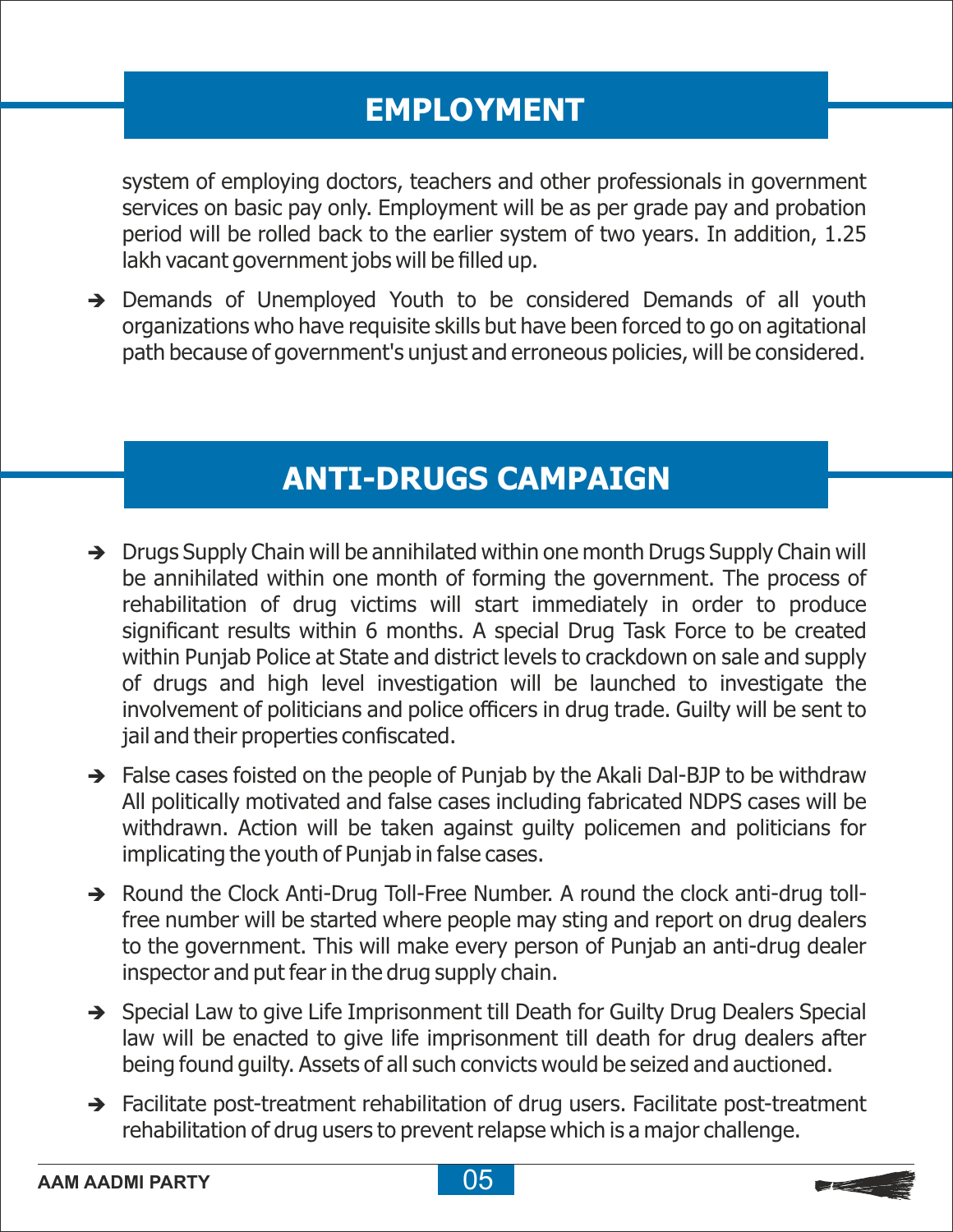## EMPLOYMENT

system of employing doctors, teachers and other professionals in government services on basic pay only. Employment will be as per grade pay and probation period will be rolled back to the earlier system of two years. In addition, 1.25 lakh vacant government jobs will be filled up.

➔ Demands of Unemployed Youth to be considered Demands of all youth organizations who have requisite skills but have been forced to go on agitational path because of government's unjust and erroneous policies, will be considered.

## ANTI-DRUGS CAMPAIGN

➔ Drugs Supply Chain will be annihilated within one month Drugs Supply Chain will be annihilated within one month of forming the government. The process of rehabilitation of drug victims will start immediately in order to produce significant results within 6 months. A special Drug Task Force to be created within Punjab Police at State and district levels to crackdown on sale and supply of drugs and high level investigation will be launched to investigate the involvement of politicians and police officers in drug trade. Guilty will be sent to jail and their properties confiscated.

➔ False cases foisted on the people of Punjab by the Akali Dal-BJP to be withdraw All politically motivated and false cases including fabricated NDPS cases will be withdrawn. Action will be taken against guilty policemen and politicians for implicating the youth of Punjab in false cases.

➔ Round the Clock Anti-Drug Toll-Free Number. A round the clock anti-drug toll-free number will be started where people may sting and report on drug dealers to the government. This will make every person of Punjab an anti-drug dealer inspector and put fear in the drug supply chain.

➔ Special Law to give Life Imprisonment till Death for Guilty Drug Dealers Special law will be enacted to give life imprisonment till death for drug dealers after being found guilty. Assets of all such convicts would be seized and auctioned.

➔ Facilitate post-treatment rehabilitation of drug users. Facilitate post-treatment rehabilitation of drug users to prevent relapse which is a major challenge.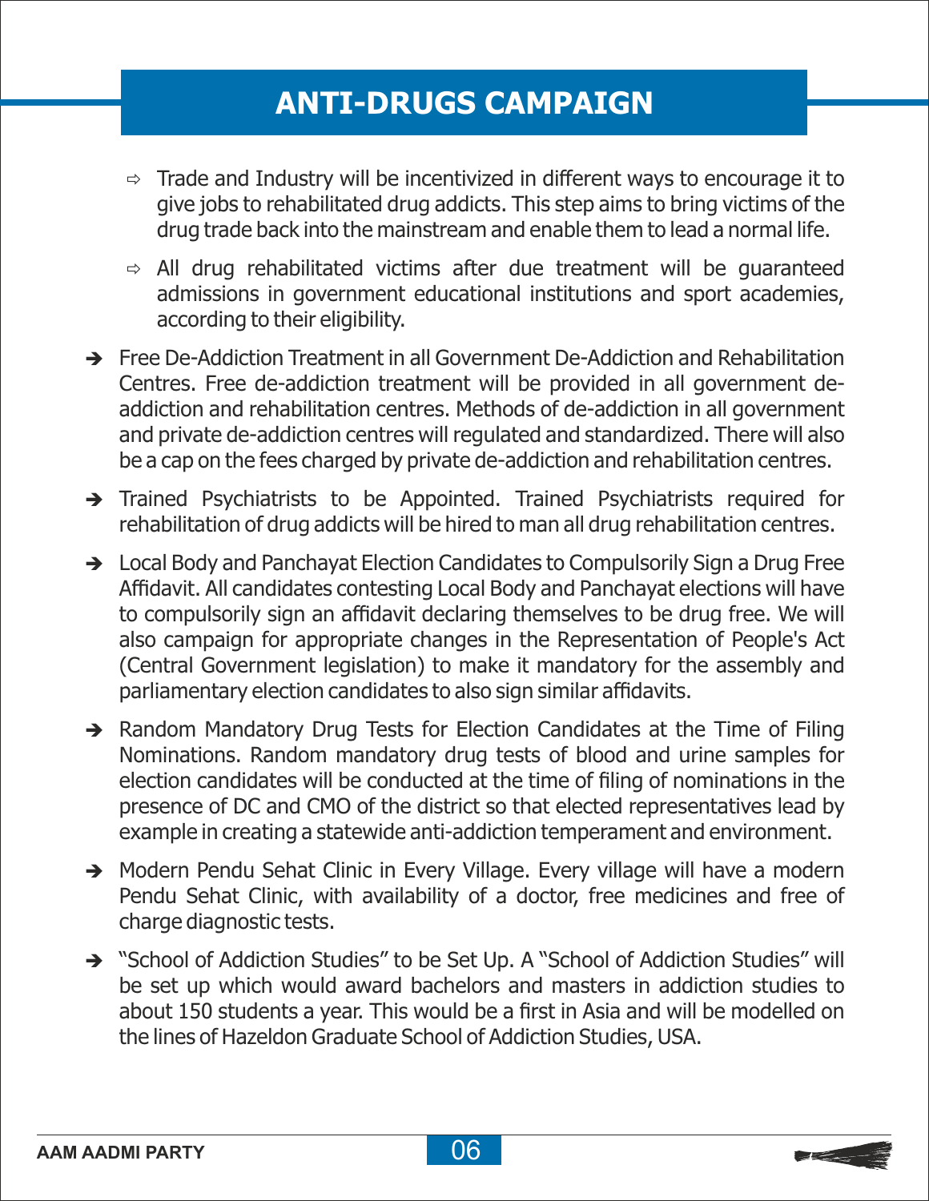# ANTI-DRUGS CAMPAIGN

- Trade and Industry will be incentivized in different ways to encourage it to give jobs to rehabilitated drug addicts. This step aims to bring victims of the drug trade back into the mainstream and enable them to lead a normal life.
- All drug rehabilitated victims after due treatment will be guaranteed admissions in government educational institutions and sport academies, according to their eligibility.

- Free De-Addiction Treatment in all Government De-Addiction and Rehabilitation Centres. Free de-addiction treatment will be provided in all government de-addiction and rehabilitation centres. Methods of de-addiction in all government and private de-addiction centres will regulated and standardized. There will also be a cap on the fees charged by private de-addiction and rehabilitation centres.
- Trained Psychiatrists to be Appointed. Trained Psychiatrists required for rehabilitation of drug addicts will be hired to man all drug rehabilitation centres.
- Local Body and Panchayat Election Candidates to Compulsorily Sign a Drug Free Affidavit. All candidates contesting Local Body and Panchayat elections will have to compulsorily sign an affidavit declaring themselves to be drug free. We will also campaign for appropriate changes in the Representation of People's Act (Central Government legislation) to make it mandatory for the assembly and parliamentary election candidates to also sign similar affidavits.
- Random Mandatory Drug Tests for Election Candidates at the Time of Filing Nominations. Random mandatory drug tests of blood and urine samples for election candidates will be conducted at the time of filing of nominations in the presence of DC and CMO of the district so that elected representatives lead by example in creating a statewide anti-addiction temperament and environment.
- Modern Pendu Sehat Clinic in Every Village. Every village will have a modern Pendu Sehat Clinic, with availability of a doctor, free medicines and free of charge diagnostic tests.
- "School of Addiction Studies" to be Set Up. A "School of Addiction Studies" will be set up which would award bachelors and masters in addiction studies to about 150 students a year. This would be a first in Asia and will be modelled on the lines of Hazeldon Graduate School of Addiction Studies, USA.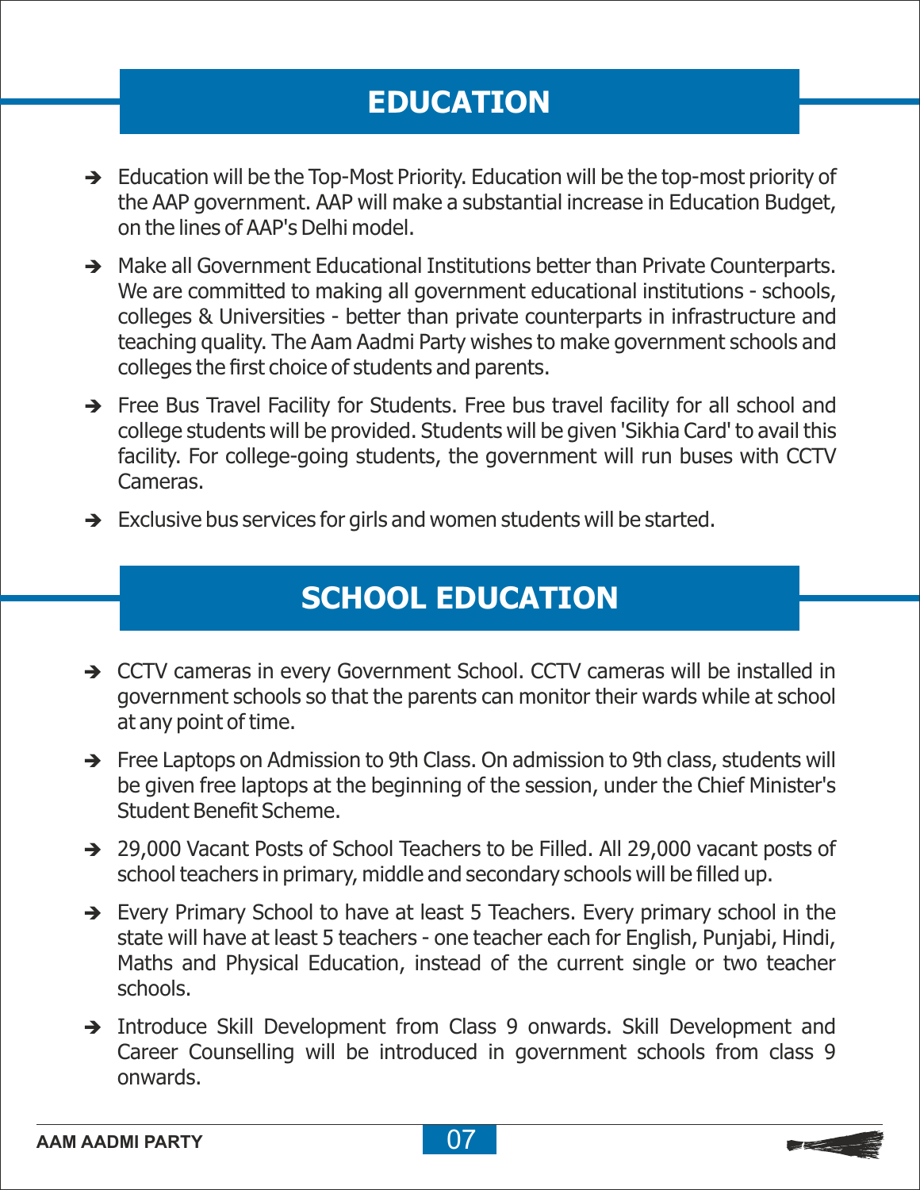## EDUCATION

- Education will be the Top-Most Priority. Education will be the top-most priority of the AAP government. AAP will make a substantial increase in Education Budget, on the lines of AAP's Delhi model.
- Make all Government Educational Institutions better than Private Counterparts. We are committed to making all government educational institutions - schools, colleges & Universities - better than private counterparts in infrastructure and teaching quality. The Aam Aadmi Party wishes to make government schools and colleges the first choice of students and parents.
- Free Bus Travel Facility for Students. Free bus travel facility for all school and college students will be provided. Students will be given 'Sikhia Card' to avail this facility. For college-going students, the government will run buses with CCTV Cameras.
- Exclusive bus services for girls and women students will be started.

## SCHOOL EDUCATION

- CCTV cameras in every Government School. CCTV cameras will be installed in government schools so that the parents can monitor their wards while at school at any point of time.
- Free Laptops on Admission to 9th Class. On admission to 9th class, students will be given free laptops at the beginning of the session, under the Chief Minister's Student Benefit Scheme.
- 29,000 Vacant Posts of School Teachers to be Filled. All 29,000 vacant posts of school teachers in primary, middle and secondary schools will be filled up.
- Every Primary School to have at least 5 Teachers. Every primary school in the state will have at least 5 teachers - one teacher each for English, Punjabi, Hindi, Maths and Physical Education, instead of the current single or two teacher schools.
- Introduce Skill Development from Class 9 onwards. Skill Development and Career Counselling will be introduced in government schools from class 9 onwards.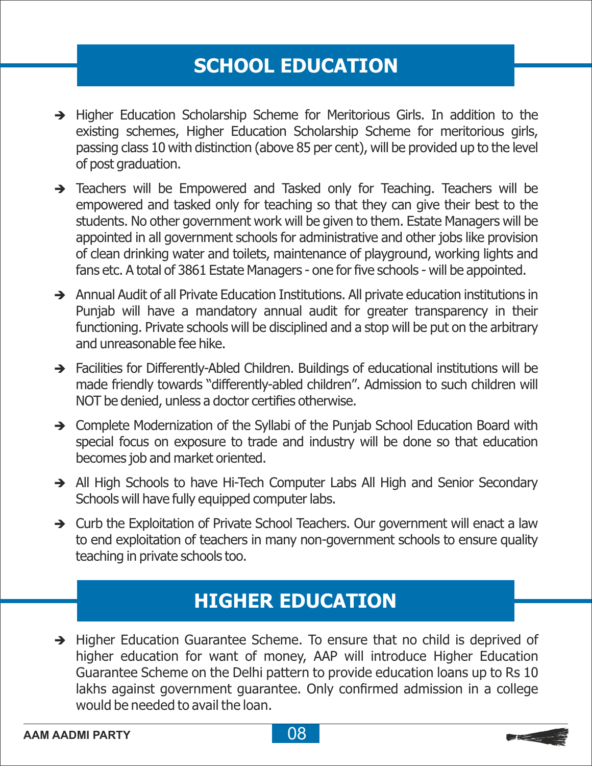## SCHOOL EDUCATION

- Higher Education Scholarship Scheme for Meritorious Girls. In addition to the existing schemes, Higher Education Scholarship Scheme for meritorious girls, passing class 10 with distinction (above 85 per cent), will be provided up to the level of post graduation.
- Teachers will be Empowered and Tasked only for Teaching. Teachers will be empowered and tasked only for teaching so that they can give their best to the students. No other government work will be given to them. Estate Managers will be appointed in all government schools for administrative and other jobs like provision of clean drinking water and toilets, maintenance of playground, working lights and fans etc. A total of 3861 Estate Managers - one for five schools - will be appointed.
- Annual Audit of all Private Education Institutions. All private education institutions in Punjab will have a mandatory annual audit for greater transparency in their functioning. Private schools will be disciplined and a stop will be put on the arbitrary and unreasonable fee hike.
- Facilities for Differently-Abled Children. Buildings of educational institutions will be made friendly towards "differently-abled children". Admission to such children will NOT be denied, unless a doctor certifies otherwise.
- Complete Modernization of the Syllabi of the Punjab School Education Board with special focus on exposure to trade and industry will be done so that education becomes job and market oriented.
- All High Schools to have Hi-Tech Computer Labs All High and Senior Secondary Schools will have fully equipped computer labs.
- Curb the Exploitation of Private School Teachers. Our government will enact a law to end exploitation of teachers in many non-government schools to ensure quality teaching in private schools too.

## HIGHER EDUCATION

- Higher Education Guarantee Scheme. To ensure that no child is deprived of higher education for want of money, AAP will introduce Higher Education Guarantee Scheme on the Delhi pattern to provide education loans up to Rs 10 lakhs against government guarantee. Only confirmed admission in a college would be needed to avail the loan.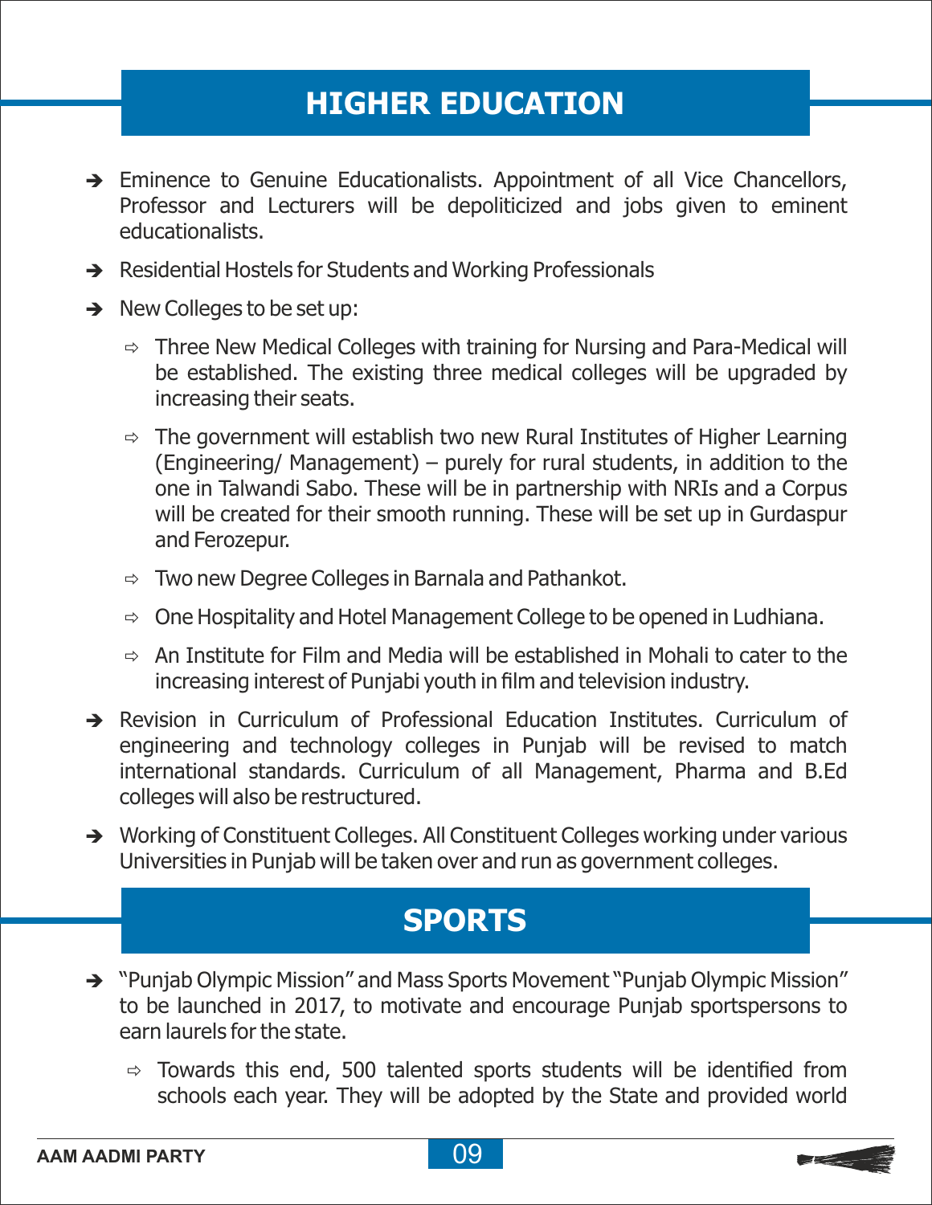## HIGHER EDUCATION

- Eminence to Genuine Educationalists. Appointment of all Vice Chancellors, Professor and Lecturers will be depoliticized and jobs given to eminent educationalists.
- Residential Hostels for Students and Working Professionals
- New Colleges to be set up:
  - Three New Medical Colleges with training for Nursing and Para-Medical will be established. The existing three medical colleges will be upgraded by increasing their seats.
  - The government will establish two new Rural Institutes of Higher Learning (Engineering/ Management) – purely for rural students, in addition to the one in Talwandi Sabo. These will be in partnership with NRIs and a Corpus will be created for their smooth running. These will be set up in Gurdaspur and Ferozepur.
  - Two new Degree Colleges in Barnala and Pathankot.
  - One Hospitality and Hotel Management College to be opened in Ludhiana.
  - An Institute for Film and Media will be established in Mohali to cater to the increasing interest of Punjabi youth in film and television industry.
- Revision in Curriculum of Professional Education Institutes. Curriculum of engineering and technology colleges in Punjab will be revised to match international standards. Curriculum of all Management, Pharma and B.Ed colleges will also be restructured.
- Working of Constituent Colleges. All Constituent Colleges working under various Universities in Punjab will be taken over and run as government colleges.

## SPORTS

- "Punjab Olympic Mission" and Mass Sports Movement "Punjab Olympic Mission" to be launched in 2017, to motivate and encourage Punjab sportspersons to earn laurels for the state.
  - Towards this end, 500 talented sports students will be identified from schools each year. They will be adopted by the State and provided world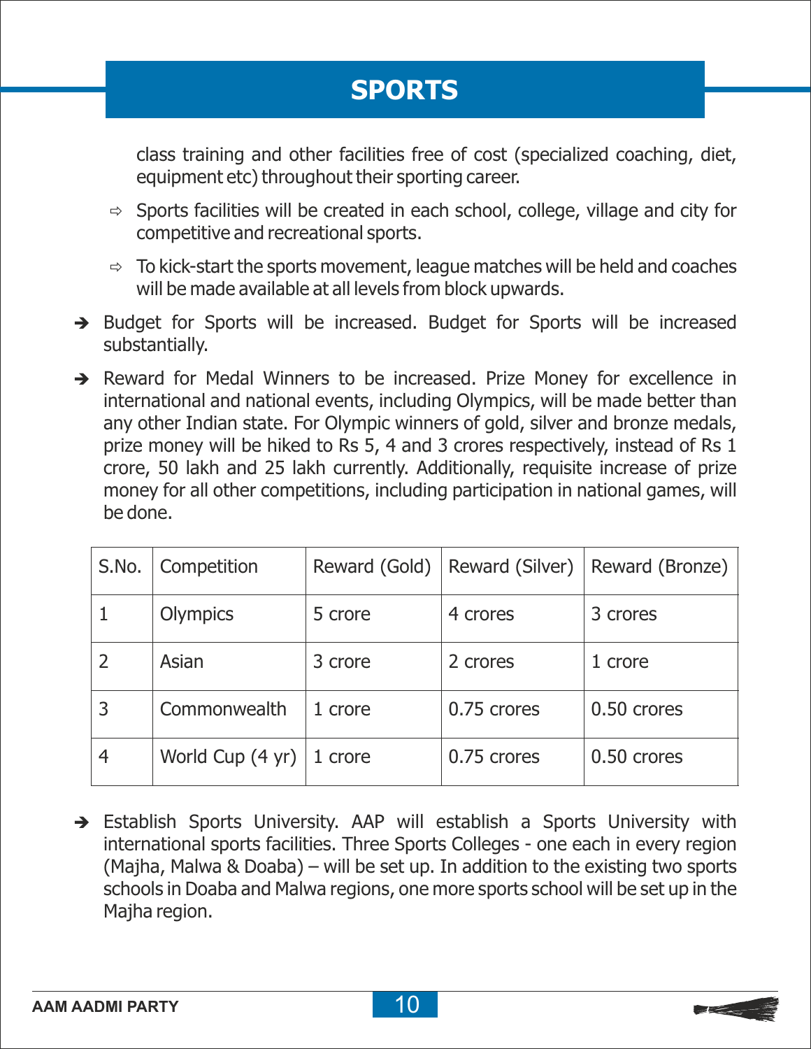## SPORTS

class training and other facilities free of cost (specialized coaching, diet, equipment etc) throughout their sporting career.

- ⇨ Sports facilities will be created in each school, college, village and city for competitive and recreational sports.
- ⇨ To kick-start the sports movement, league matches will be held and coaches will be made available at all levels from block upwards.

➔ Budget for Sports will be increased. Budget for Sports will be increased substantially.

➔ Reward for Medal Winners to be increased. Prize Money for excellence in international and national events, including Olympics, will be made better than any other Indian state. For Olympic winners of gold, silver and bronze medals, prize money will be hiked to Rs 5, 4 and 3 crores respectively, instead of Rs 1 crore, 50 lakh and 25 lakh currently. Additionally, requisite increase of prize money for all other competitions, including participation in national games, will be done.

| S.No. | Competition | Reward (Gold) | Reward (Silver) | Reward (Bronze) |
|---|---|---|---|---|
| 1 | Olympics | 5 crore | 4 crores | 3 crores |
| 2 | Asian | 3 crore | 2 crores | 1 crore |
| 3 | Commonwealth | 1 crore | 0.75 crores | 0.50 crores |
| 4 | World Cup (4 yr) | 1 crore | 0.75 crores | 0.50 crores |

➔ Establish Sports University. AAP will establish a Sports University with international sports facilities. Three Sports Colleges - one each in every region (Majha, Malwa & Doaba) – will be set up. In addition to the existing two sports schools in Doaba and Malwa regions, one more sports school will be set up in the Majha region.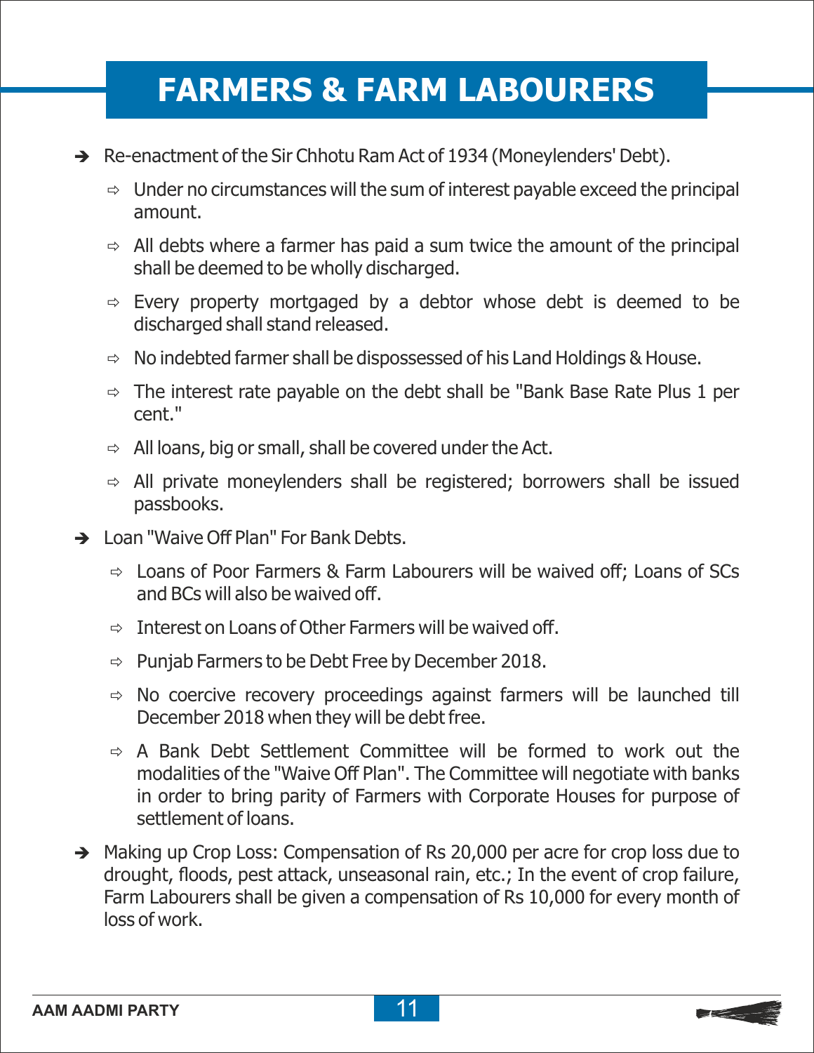# FARMERS & FARM LABOURERS

- Re-enactment of the Sir Chhotu Ram Act of 1934 (Moneylenders' Debt).
  - Under no circumstances will the sum of interest payable exceed the principal amount.
  - All debts where a farmer has paid a sum twice the amount of the principal shall be deemed to be wholly discharged.
  - Every property mortgaged by a debtor whose debt is deemed to be discharged shall stand released.
  - No indebted farmer shall be dispossessed of his Land Holdings & House.
  - The interest rate payable on the debt shall be "Bank Base Rate Plus 1 per cent."
  - All loans, big or small, shall be covered under the Act.
  - All private moneylenders shall be registered; borrowers shall be issued passbooks.
- Loan "Waive Off Plan" For Bank Debts.
  - Loans of Poor Farmers & Farm Labourers will be waived off; Loans of SCs and BCs will also be waived off.
  - Interest on Loans of Other Farmers will be waived off.
  - Punjab Farmers to be Debt Free by December 2018.
  - No coercive recovery proceedings against farmers will be launched till December 2018 when they will be debt free.
  - A Bank Debt Settlement Committee will be formed to work out the modalities of the "Waive Off Plan". The Committee will negotiate with banks in order to bring parity of Farmers with Corporate Houses for purpose of settlement of loans.
- Making up Crop Loss: Compensation of Rs 20,000 per acre for crop loss due to drought, floods, pest attack, unseasonal rain, etc.; In the event of crop failure, Farm Labourers shall be given a compensation of Rs 10,000 for every month of loss of work.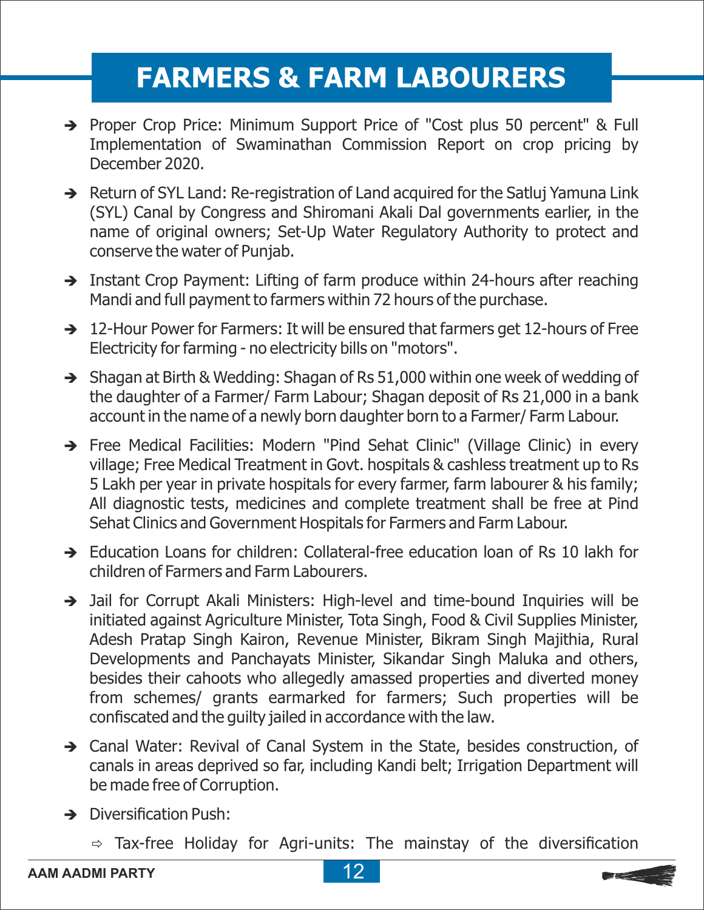# FARMERS & FARM LABOURERS

- Proper Crop Price: Minimum Support Price of "Cost plus 50 percent" & Full Implementation of Swaminathan Commission Report on crop pricing by December 2020.
- Return of SYL Land: Re-registration of Land acquired for the Satluj Yamuna Link (SYL) Canal by Congress and Shiromani Akali Dal governments earlier, in the name of original owners; Set-Up Water Regulatory Authority to protect and conserve the water of Punjab.
- Instant Crop Payment: Lifting of farm produce within 24-hours after reaching Mandi and full payment to farmers within 72 hours of the purchase.
- 12-Hour Power for Farmers: It will be ensured that farmers get 12-hours of Free Electricity for farming - no electricity bills on "motors".
- Shagan at Birth & Wedding: Shagan of Rs 51,000 within one week of wedding of the daughter of a Farmer/ Farm Labour; Shagan deposit of Rs 21,000 in a bank account in the name of a newly born daughter born to a Farmer/ Farm Labour.
- Free Medical Facilities: Modern "Pind Sehat Clinic" (Village Clinic) in every village; Free Medical Treatment in Govt. hospitals & cashless treatment up to Rs 5 Lakh per year in private hospitals for every farmer, farm labourer & his family; All diagnostic tests, medicines and complete treatment shall be free at Pind Sehat Clinics and Government Hospitals for Farmers and Farm Labour.
- Education Loans for children: Collateral-free education loan of Rs 10 lakh for children of Farmers and Farm Labourers.
- Jail for Corrupt Akali Ministers: High-level and time-bound Inquiries will be initiated against Agriculture Minister, Tota Singh, Food & Civil Supplies Minister, Adesh Pratap Singh Kairon, Revenue Minister, Bikram Singh Majithia, Rural Developments and Panchayats Minister, Sikandar Singh Maluka and others, besides their cahoots who allegedly amassed properties and diverted money from schemes/ grants earmarked for farmers; Such properties will be confiscated and the guilty jailed in accordance with the law.
- Canal Water: Revival of Canal System in the State, besides construction, of canals in areas deprived so far, including Kandi belt; Irrigation Department will be made free of Corruption.
- Diversification Push:
  - Tax-free Holiday for Agri-units: The mainstay of the diversification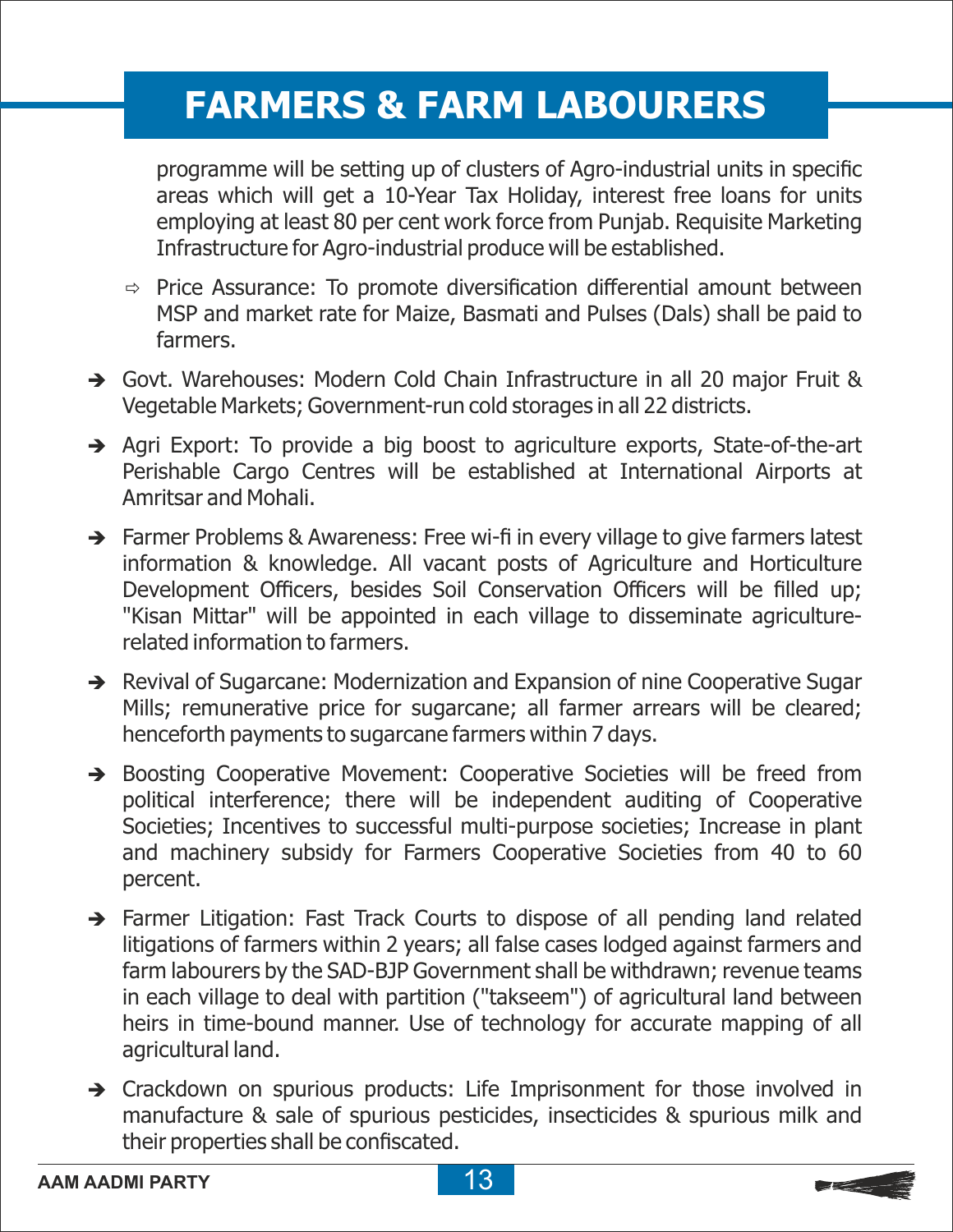# FARMERS & FARM LABOURERS

programme will be setting up of clusters of Agro-industrial units in specific areas which will get a 10-Year Tax Holiday, interest free loans for units employing at least 80 per cent work force from Punjab. Requisite Marketing Infrastructure for Agro-industrial produce will be established.

- ⇨ Price Assurance: To promote diversification differential amount between MSP and market rate for Maize, Basmati and Pulses (Dals) shall be paid to farmers.

- ➔ Govt. Warehouses: Modern Cold Chain Infrastructure in all 20 major Fruit & Vegetable Markets; Government-run cold storages in all 22 districts.

- ➔ Agri Export: To provide a big boost to agriculture exports, State-of-the-art Perishable Cargo Centres will be established at International Airports at Amritsar and Mohali.

- ➔ Farmer Problems & Awareness: Free wi-fi in every village to give farmers latest information & knowledge. All vacant posts of Agriculture and Horticulture Development Officers, besides Soil Conservation Officers will be filled up; "Kisan Mittar" will be appointed in each village to disseminate agriculture-related information to farmers.

- ➔ Revival of Sugarcane: Modernization and Expansion of nine Cooperative Sugar Mills; remunerative price for sugarcane; all farmer arrears will be cleared; henceforth payments to sugarcane farmers within 7 days.

- ➔ Boosting Cooperative Movement: Cooperative Societies will be freed from political interference; there will be independent auditing of Cooperative Societies; Incentives to successful multi-purpose societies; Increase in plant and machinery subsidy for Farmers Cooperative Societies from 40 to 60 percent.

- ➔ Farmer Litigation: Fast Track Courts to dispose of all pending land related litigations of farmers within 2 years; all false cases lodged against farmers and farm labourers by the SAD-BJP Government shall be withdrawn; revenue teams in each village to deal with partition ("takseem") of agricultural land between heirs in time-bound manner. Use of technology for accurate mapping of all agricultural land.

- ➔ Crackdown on spurious products: Life Imprisonment for those involved in manufacture & sale of spurious pesticides, insecticides & spurious milk and their properties shall be confiscated.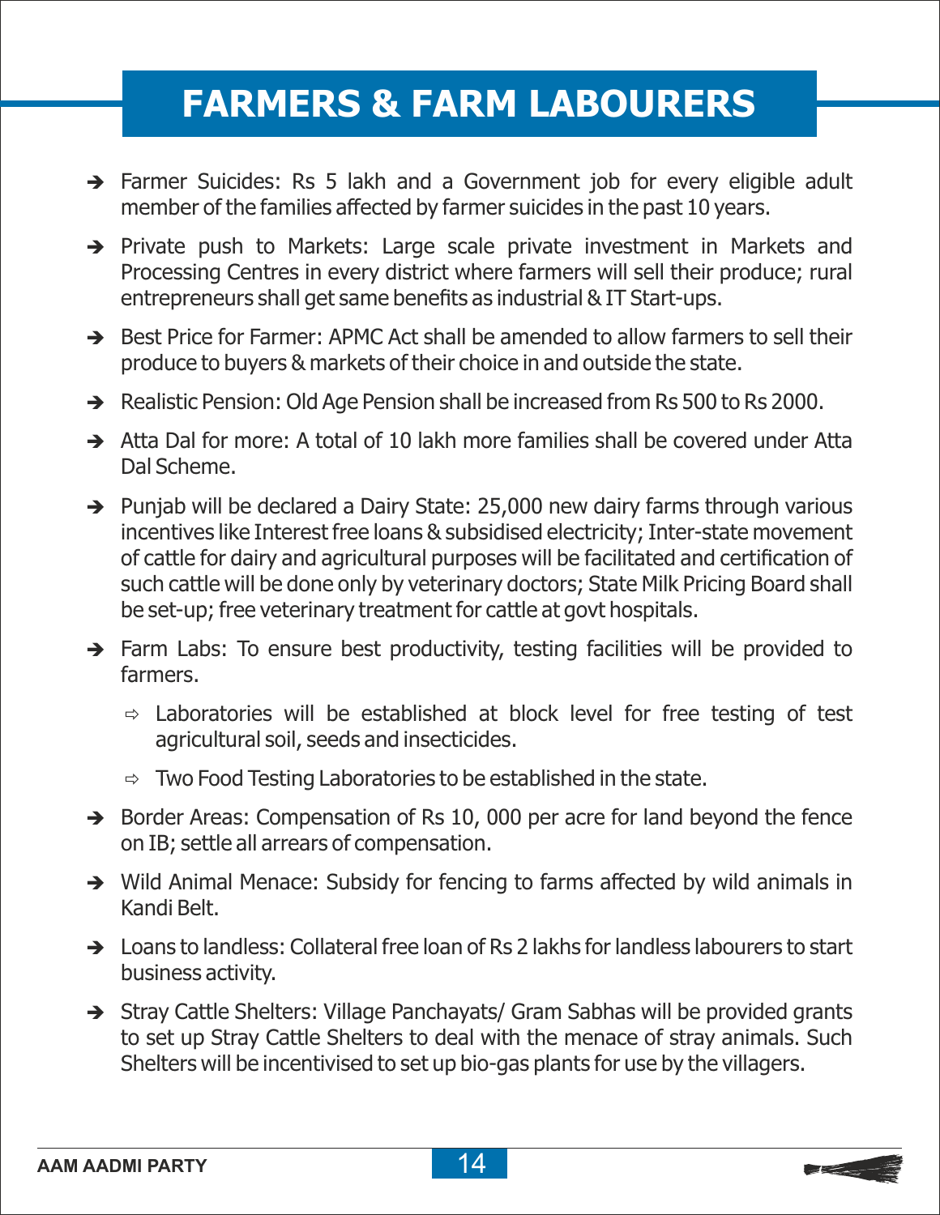# FARMERS & FARM LABOURERS

- Farmer Suicides: Rs 5 lakh and a Government job for every eligible adult member of the families affected by farmer suicides in the past 10 years.
- Private push to Markets: Large scale private investment in Markets and Processing Centres in every district where farmers will sell their produce; rural entrepreneurs shall get same benefits as industrial & IT Start-ups.
- Best Price for Farmer: APMC Act shall be amended to allow farmers to sell their produce to buyers & markets of their choice in and outside the state.
- Realistic Pension: Old Age Pension shall be increased from Rs 500 to Rs 2000.
- Atta Dal for more: A total of 10 lakh more families shall be covered under Atta Dal Scheme.
- Punjab will be declared a Dairy State: 25,000 new dairy farms through various incentives like Interest free loans & subsidised electricity; Inter-state movement of cattle for dairy and agricultural purposes will be facilitated and certification of such cattle will be done only by veterinary doctors; State Milk Pricing Board shall be set-up; free veterinary treatment for cattle at govt hospitals.
- Farm Labs: To ensure best productivity, testing facilities will be provided to farmers.
  - Laboratories will be established at block level for free testing of test agricultural soil, seeds and insecticides.
  - Two Food Testing Laboratories to be established in the state.
- Border Areas: Compensation of Rs 10, 000 per acre for land beyond the fence on IB; settle all arrears of compensation.
- Wild Animal Menace: Subsidy for fencing to farms affected by wild animals in Kandi Belt.
- Loans to landless: Collateral free loan of Rs 2 lakhs for landless labourers to start business activity.
- Stray Cattle Shelters: Village Panchayats/ Gram Sabhas will be provided grants to set up Stray Cattle Shelters to deal with the menace of stray animals. Such Shelters will be incentivised to set up bio-gas plants for use by the villagers.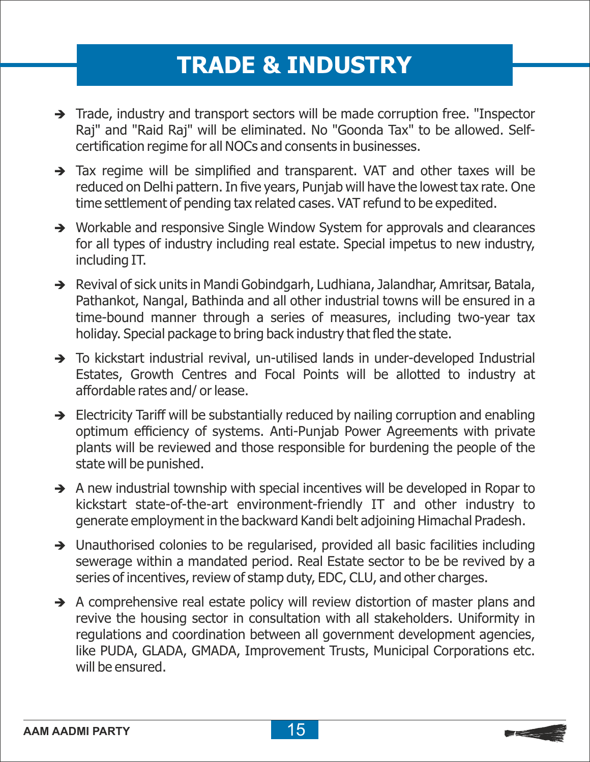# TRADE & INDUSTRY

- Trade, industry and transport sectors will be made corruption free. "Inspector Raj" and "Raid Raj" will be eliminated. No "Goonda Tax" to be allowed. Self-certification regime for all NOCs and consents in businesses.
- Tax regime will be simplified and transparent. VAT and other taxes will be reduced on Delhi pattern. In five years, Punjab will have the lowest tax rate. One time settlement of pending tax related cases. VAT refund to be expedited.
- Workable and responsive Single Window System for approvals and clearances for all types of industry including real estate. Special impetus to new industry, including IT.
- Revival of sick units in Mandi Gobindgarh, Ludhiana, Jalandhar, Amritsar, Batala, Pathankot, Nangal, Bathinda and all other industrial towns will be ensured in a time-bound manner through a series of measures, including two-year tax holiday. Special package to bring back industry that fled the state.
- To kickstart industrial revival, un-utilised lands in under-developed Industrial Estates, Growth Centres and Focal Points will be allotted to industry at affordable rates and/ or lease.
- Electricity Tariff will be substantially reduced by nailing corruption and enabling optimum efficiency of systems. Anti-Punjab Power Agreements with private plants will be reviewed and those responsible for burdening the people of the state will be punished.
- A new industrial township with special incentives will be developed in Ropar to kickstart state-of-the-art environment-friendly IT and other industry to generate employment in the backward Kandi belt adjoining Himachal Pradesh.
- Unauthorised colonies to be regularised, provided all basic facilities including sewerage within a mandated period. Real Estate sector to be be revived by a series of incentives, review of stamp duty, EDC, CLU, and other charges.
- A comprehensive real estate policy will review distortion of master plans and revive the housing sector in consultation with all stakeholders. Uniformity in regulations and coordination between all government development agencies, like PUDA, GLADA, GMADA, Improvement Trusts, Municipal Corporations etc. will be ensured.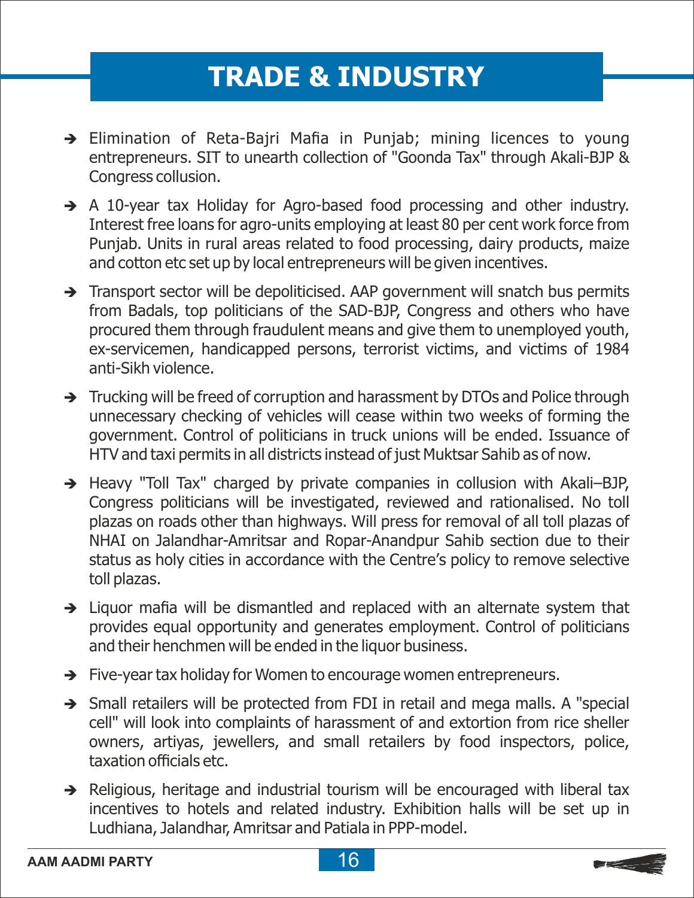# TRADE & INDUSTRY

- Elimination of Reta-Bajri Mafia in Punjab; mining licences to young entrepreneurs. SIT to unearth collection of "Goonda Tax" through Akali-BJP & Congress collusion.
- A 10-year tax Holiday for Agro-based food processing and other industry. Interest free loans for agro-units employing at least 80 per cent work force from Punjab. Units in rural areas related to food processing, dairy products, maize and cotton etc set up by local entrepreneurs will be given incentives.
- Transport sector will be depoliticised. AAP government will snatch bus permits from Badals, top politicians of the SAD-BJP, Congress and others who have procured them through fraudulent means and give them to unemployed youth, ex-servicemen, handicapped persons, terrorist victims, and victims of 1984 anti-Sikh violence.
- Trucking will be freed of corruption and harassment by DTOs and Police through unnecessary checking of vehicles will cease within two weeks of forming the government. Control of politicians in truck unions will be ended. Issuance of HTV and taxi permits in all districts instead of just Muktsar Sahib as of now.
- Heavy "Toll Tax" charged by private companies in collusion with Akali–BJP, Congress politicians will be investigated, reviewed and rationalised. No toll plazas on roads other than highways. Will press for removal of all toll plazas of NHAI on Jalandhar-Amritsar and Ropar-Anandpur Sahib section due to their status as holy cities in accordance with the Centre's policy to remove selective toll plazas.
- Liquor mafia will be dismantled and replaced with an alternate system that provides equal opportunity and generates employment. Control of politicians and their henchmen will be ended in the liquor business.
- Five-year tax holiday for Women to encourage women entrepreneurs.
- Small retailers will be protected from FDI in retail and mega malls. A "special cell" will look into complaints of harassment of and extortion from rice sheller owners, artiyas, jewellers, and small retailers by food inspectors, police, taxation officials etc.
- Religious, heritage and industrial tourism will be encouraged with liberal tax incentives to hotels and related industry. Exhibition halls will be set up in Ludhiana, Jalandhar, Amritsar and Patiala in PPP-model.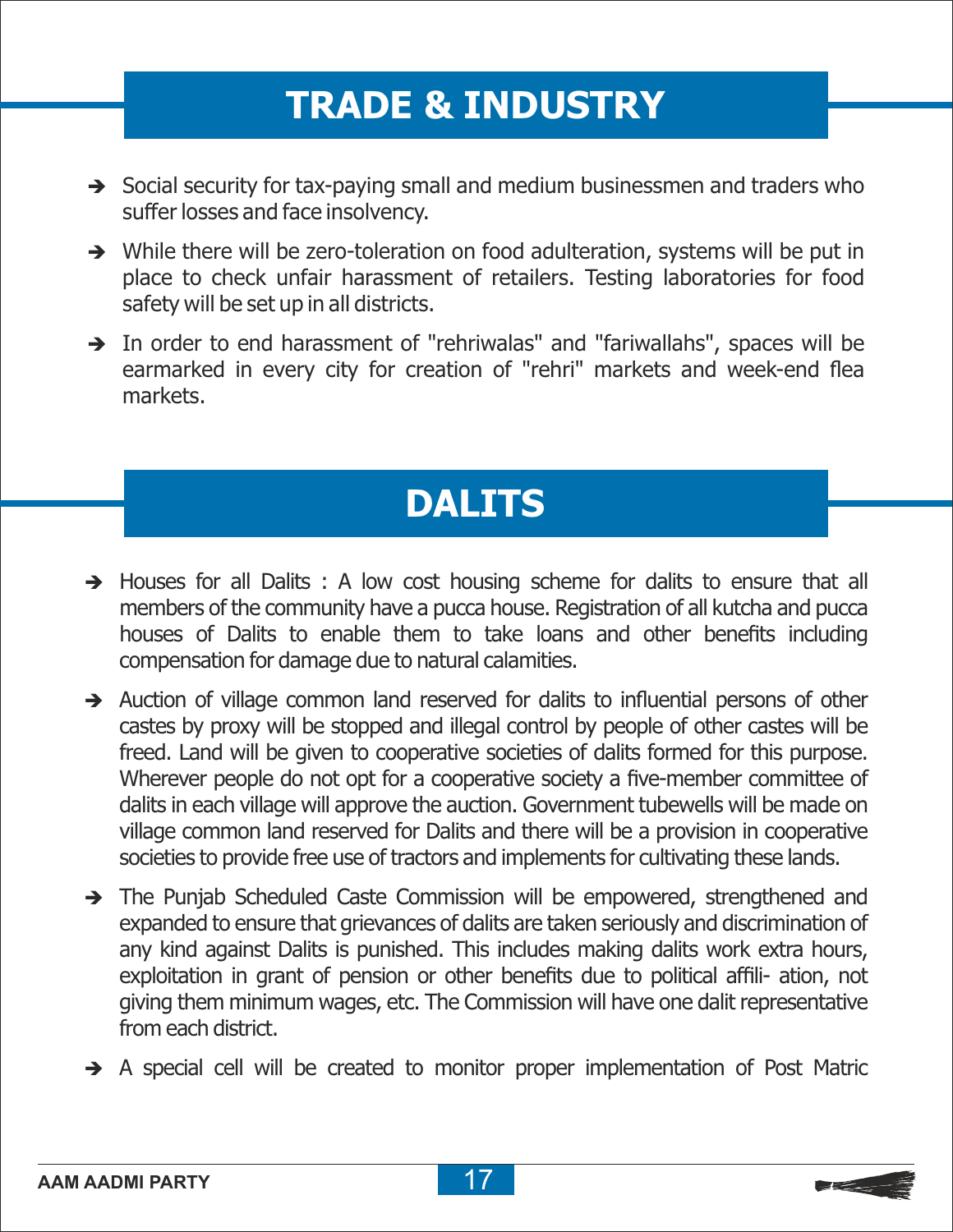# TRADE & INDUSTRY

- Social security for tax-paying small and medium businessmen and traders who suffer losses and face insolvency.
- While there will be zero-toleration on food adulteration, systems will be put in place to check unfair harassment of retailers. Testing laboratories for food safety will be set up in all districts.
- In order to end harassment of "rehriwalas" and "fariwallahs", spaces will be earmarked in every city for creation of "rehri" markets and week-end flea markets.

# DALITS

- Houses for all Dalits : A low cost housing scheme for dalits to ensure that all members of the community have a pucca house. Registration of all kutcha and pucca houses of Dalits to enable them to take loans and other benefits including compensation for damage due to natural calamities.
- Auction of village common land reserved for dalits to influential persons of other castes by proxy will be stopped and illegal control by people of other castes will be freed. Land will be given to cooperative societies of dalits formed for this purpose. Wherever people do not opt for a cooperative society a five-member committee of dalits in each village will approve the auction. Government tubewells will be made on village common land reserved for Dalits and there will be a provision in cooperative societies to provide free use of tractors and implements for cultivating these lands.
- The Punjab Scheduled Caste Commission will be empowered, strengthened and expanded to ensure that grievances of dalits are taken seriously and discrimination of any kind against Dalits is punished. This includes making dalits work extra hours, exploitation in grant of pension or other benefits due to political affili- ation, not giving them minimum wages, etc. The Commission will have one dalit representative from each district.
- A special cell will be created to monitor proper implementation of Post Matric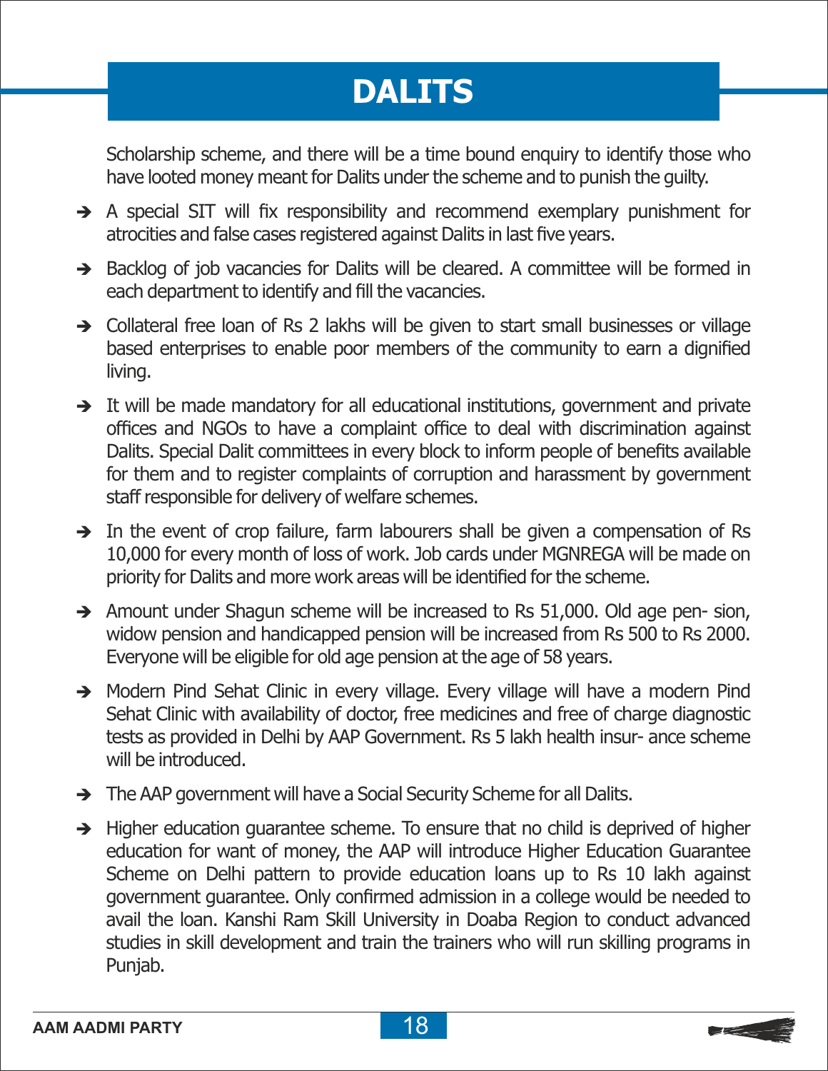# DALITS

Scholarship scheme, and there will be a time bound enquiry to identify those who have looted money meant for Dalits under the scheme and to punish the guilty.

- A special SIT will fix responsibility and recommend exemplary punishment for atrocities and false cases registered against Dalits in last five years.
- Backlog of job vacancies for Dalits will be cleared. A committee will be formed in each department to identify and fill the vacancies.
- Collateral free loan of Rs 2 lakhs will be given to start small businesses or village based enterprises to enable poor members of the community to earn a dignified living.
- It will be made mandatory for all educational institutions, government and private offices and NGOs to have a complaint office to deal with discrimination against Dalits. Special Dalit committees in every block to inform people of benefits available for them and to register complaints of corruption and harassment by government staff responsible for delivery of welfare schemes.
- In the event of crop failure, farm labourers shall be given a compensation of Rs 10,000 for every month of loss of work. Job cards under MGNREGA will be made on priority for Dalits and more work areas will be identified for the scheme.
- Amount under Shagun scheme will be increased to Rs 51,000. Old age pen- sion, widow pension and handicapped pension will be increased from Rs 500 to Rs 2000. Everyone will be eligible for old age pension at the age of 58 years.
- Modern Pind Sehat Clinic in every village. Every village will have a modern Pind Sehat Clinic with availability of doctor, free medicines and free of charge diagnostic tests as provided in Delhi by AAP Government. Rs 5 lakh health insur- ance scheme will be introduced.
- The AAP government will have a Social Security Scheme for all Dalits.
- Higher education guarantee scheme. To ensure that no child is deprived of higher education for want of money, the AAP will introduce Higher Education Guarantee Scheme on Delhi pattern to provide education loans up to Rs 10 lakh against government guarantee. Only confirmed admission in a college would be needed to avail the loan. Kanshi Ram Skill University in Doaba Region to conduct advanced studies in skill development and train the trainers who will run skilling programs in Punjab.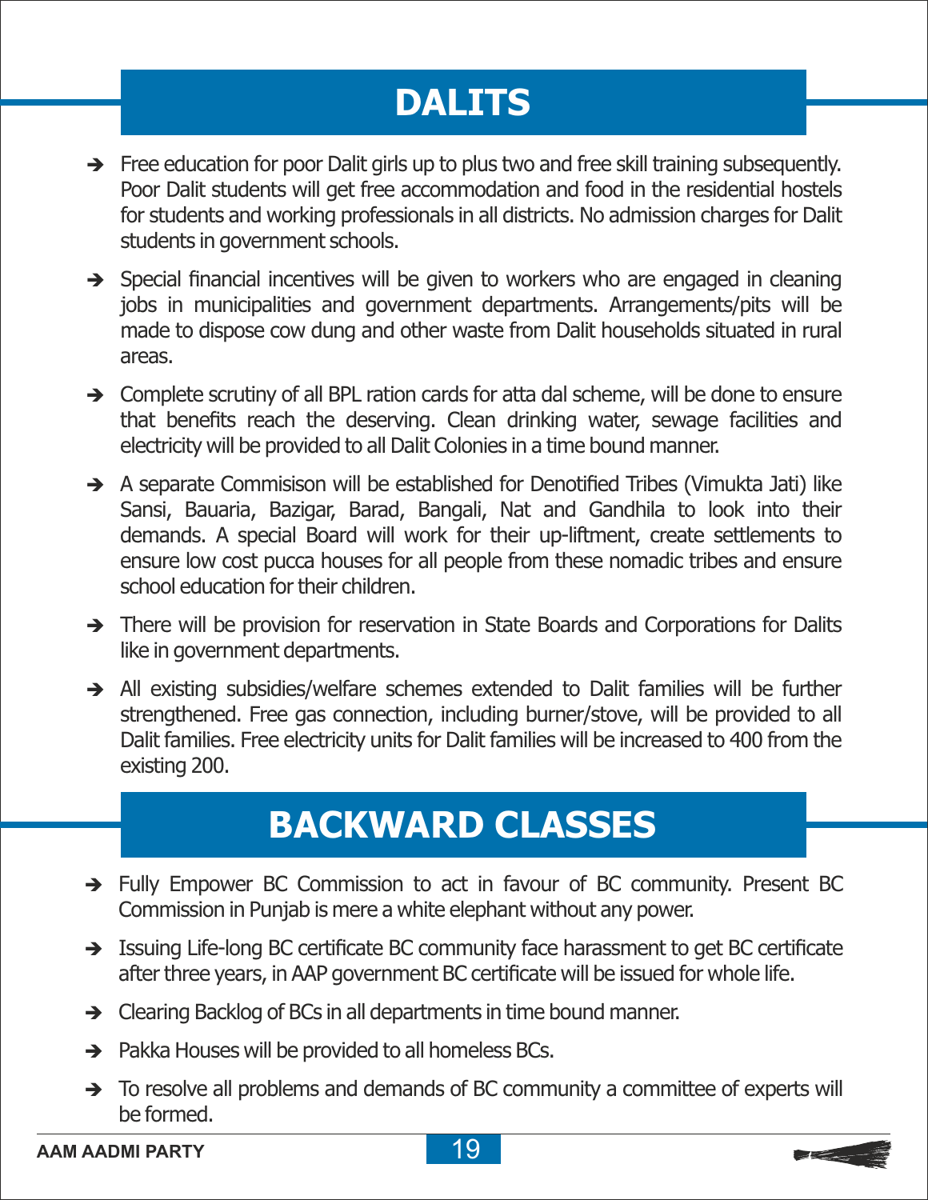# DALITS

- Free education for poor Dalit girls up to plus two and free skill training subsequently. Poor Dalit students will get free accommodation and food in the residential hostels for students and working professionals in all districts. No admission charges for Dalit students in government schools.
- Special financial incentives will be given to workers who are engaged in cleaning jobs in municipalities and government departments. Arrangements/pits will be made to dispose cow dung and other waste from Dalit households situated in rural areas.
- Complete scrutiny of all BPL ration cards for atta dal scheme, will be done to ensure that benefits reach the deserving. Clean drinking water, sewage facilities and electricity will be provided to all Dalit Colonies in a time bound manner.
- A separate Commisison will be established for Denotified Tribes (Vimukta Jati) like Sansi, Bauaria, Bazigar, Barad, Bangali, Nat and Gandhila to look into their demands. A special Board will work for their up-liftment, create settlements to ensure low cost pucca houses for all people from these nomadic tribes and ensure school education for their children.
- There will be provision for reservation in State Boards and Corporations for Dalits like in government departments.
- All existing subsidies/welfare schemes extended to Dalit families will be further strengthened. Free gas connection, including burner/stove, will be provided to all Dalit families. Free electricity units for Dalit families will be increased to 400 from the existing 200.

# BACKWARD CLASSES

- Fully Empower BC Commission to act in favour of BC community. Present BC Commission in Punjab is mere a white elephant without any power.
- Issuing Life-long BC certificate BC community face harassment to get BC certificate after three years, in AAP government BC certificate will be issued for whole life.
- Clearing Backlog of BCs in all departments in time bound manner.
- Pakka Houses will be provided to all homeless BCs.
- To resolve all problems and demands of BC community a committee of experts will be formed.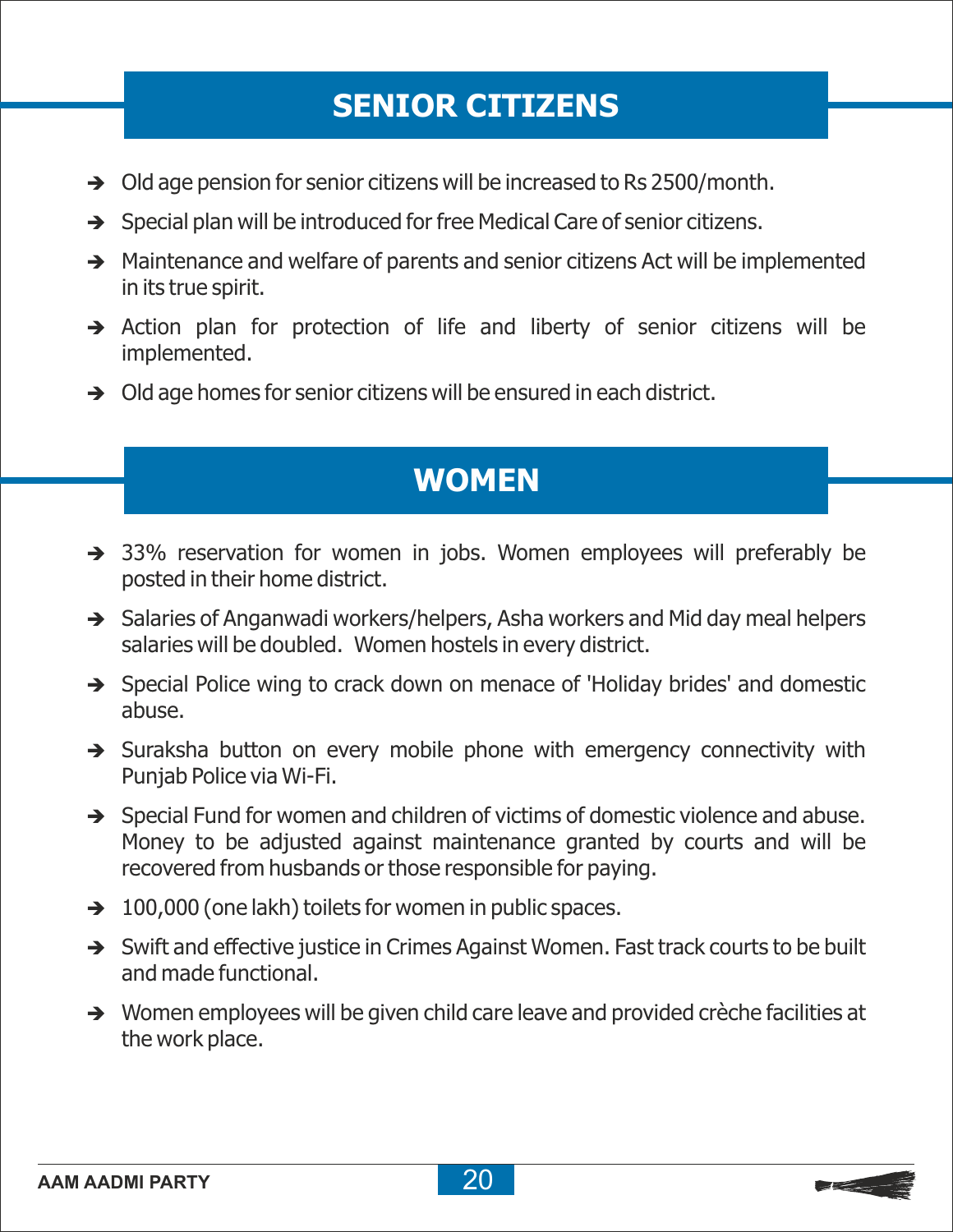## SENIOR CITIZENS

- Old age pension for senior citizens will be increased to Rs 2500/month.
- Special plan will be introduced for free Medical Care of senior citizens.
- Maintenance and welfare of parents and senior citizens Act will be implemented in its true spirit.
- Action plan for protection of life and liberty of senior citizens will be implemented.
- Old age homes for senior citizens will be ensured in each district.

## WOMEN

- 33% reservation for women in jobs. Women employees will preferably be posted in their home district.
- Salaries of Anganwadi workers/helpers, Asha workers and Mid day meal helpers salaries will be doubled. Women hostels in every district.
- Special Police wing to crack down on menace of 'Holiday brides' and domestic abuse.
- Suraksha button on every mobile phone with emergency connectivity with Punjab Police via Wi-Fi.
- Special Fund for women and children of victims of domestic violence and abuse. Money to be adjusted against maintenance granted by courts and will be recovered from husbands or those responsible for paying.
- 100,000 (one lakh) toilets for women in public spaces.
- Swift and effective justice in Crimes Against Women. Fast track courts to be built and made functional.
- Women employees will be given child care leave and provided crèche facilities at the work place.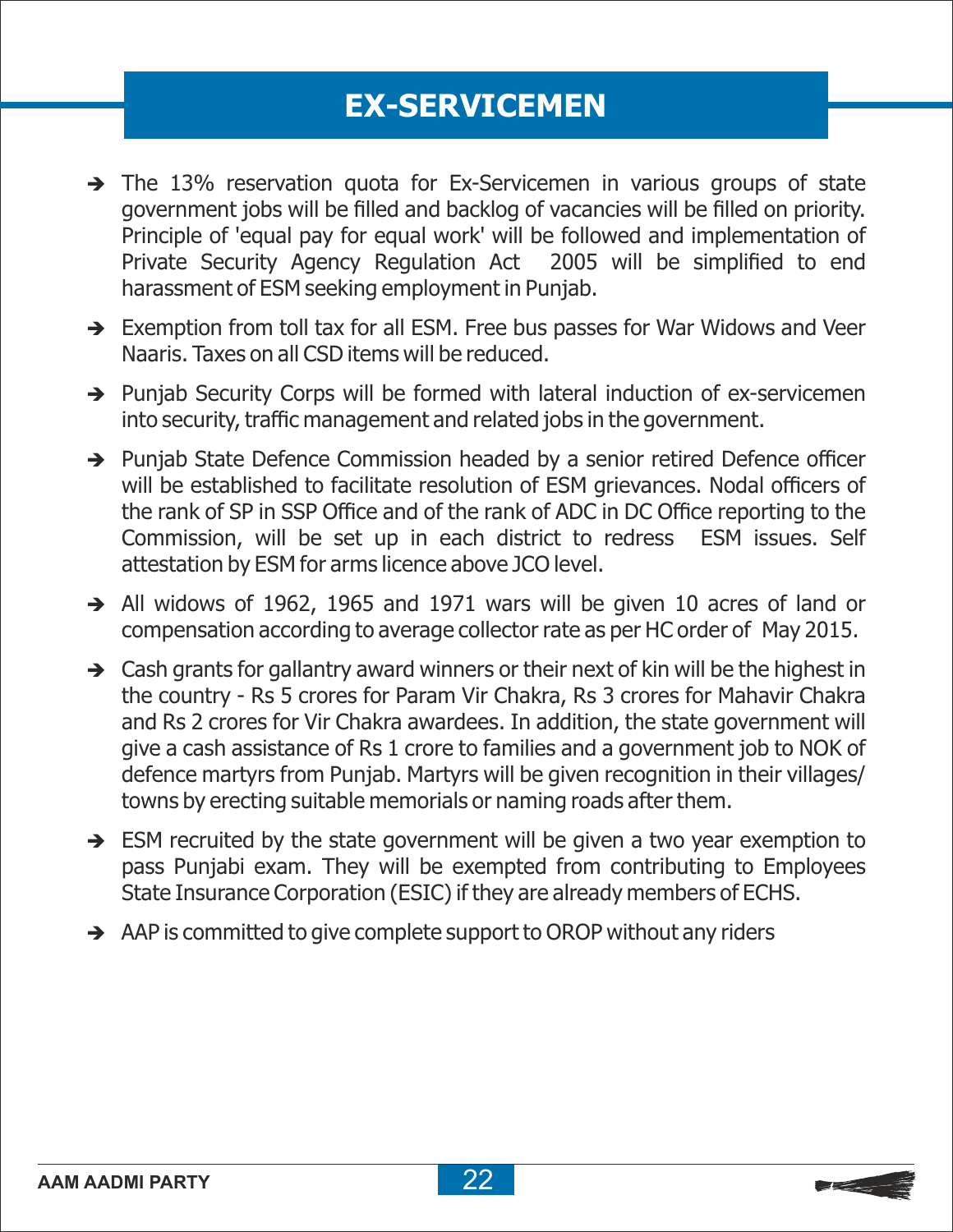# EX-SERVICEMEN

- The 13% reservation quota for Ex-Servicemen in various groups of state government jobs will be filled and backlog of vacancies will be filled on priority. Principle of 'equal pay for equal work' will be followed and implementation of Private Security Agency Regulation Act 2005 will be simplified to end harassment of ESM seeking employment in Punjab.
- Exemption from toll tax for all ESM. Free bus passes for War Widows and Veer Naaris. Taxes on all CSD items will be reduced.
- Punjab Security Corps will be formed with lateral induction of ex-servicemen into security, traffic management and related jobs in the government.
- Punjab State Defence Commission headed by a senior retired Defence officer will be established to facilitate resolution of ESM grievances. Nodal officers of the rank of SP in SSP Office and of the rank of ADC in DC Office reporting to the Commission, will be set up in each district to redress ESM issues. Self attestation by ESM for arms licence above JCO level.
- All widows of 1962, 1965 and 1971 wars will be given 10 acres of land or compensation according to average collector rate as per HC order of May 2015.
- Cash grants for gallantry award winners or their next of kin will be the highest in the country - Rs 5 crores for Param Vir Chakra, Rs 3 crores for Mahavir Chakra and Rs 2 crores for Vir Chakra awardees. In addition, the state government will give a cash assistance of Rs 1 crore to families and a government job to NOK of defence martyrs from Punjab. Martyrs will be given recognition in their villages/ towns by erecting suitable memorials or naming roads after them.
- ESM recruited by the state government will be given a two year exemption to pass Punjabi exam. They will be exempted from contributing to Employees State Insurance Corporation (ESIC) if they are already members of ECHS.
- AAP is committed to give complete support to OROP without any riders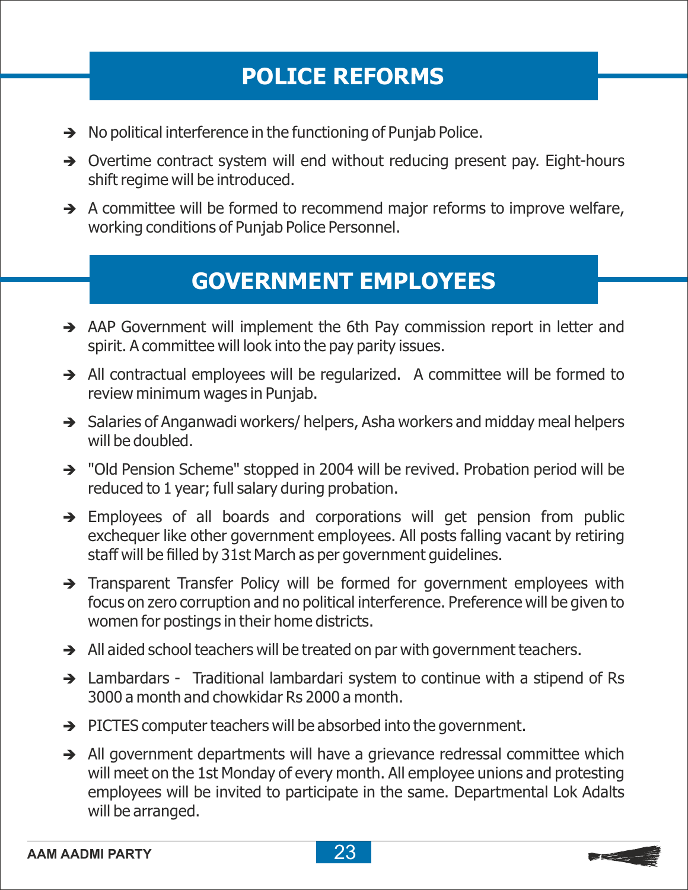## POLICE REFORMS

- No political interference in the functioning of Punjab Police.
- Overtime contract system will end without reducing present pay. Eight-hours shift regime will be introduced.
- A committee will be formed to recommend major reforms to improve welfare, working conditions of Punjab Police Personnel.

## GOVERNMENT EMPLOYEES

- AAP Government will implement the 6th Pay commission report in letter and spirit. A committee will look into the pay parity issues.
- All contractual employees will be regularized. A committee will be formed to review minimum wages in Punjab.
- Salaries of Anganwadi workers/ helpers, Asha workers and midday meal helpers will be doubled.
- "Old Pension Scheme" stopped in 2004 will be revived. Probation period will be reduced to 1 year; full salary during probation.
- Employees of all boards and corporations will get pension from public exchequer like other government employees. All posts falling vacant by retiring staff will be filled by 31st March as per government guidelines.
- Transparent Transfer Policy will be formed for government employees with focus on zero corruption and no political interference. Preference will be given to women for postings in their home districts.
- All aided school teachers will be treated on par with government teachers.
- Lambardars - Traditional lambardari system to continue with a stipend of Rs 3000 a month and chowkidar Rs 2000 a month.
- PICTES computer teachers will be absorbed into the government.
- All government departments will have a grievance redressal committee which will meet on the 1st Monday of every month. All employee unions and protesting employees will be invited to participate in the same. Departmental Lok Adalts will be arranged.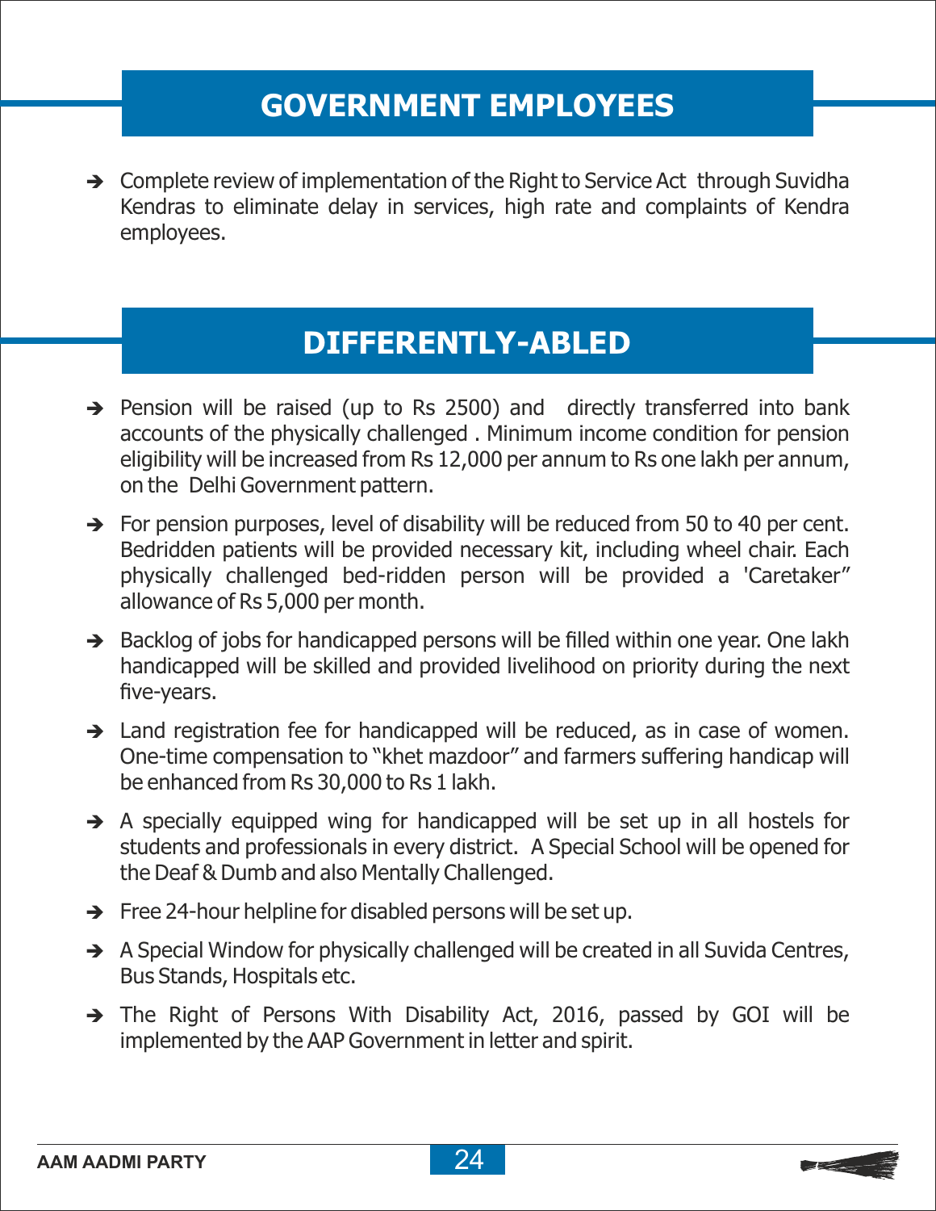## GOVERNMENT EMPLOYEES

- Complete review of implementation of the Right to Service Act through Suvidha Kendras to eliminate delay in services, high rate and complaints of Kendra employees.

## DIFFERENTLY-ABLED

- Pension will be raised (up to Rs 2500) and directly transferred into bank accounts of the physically challenged . Minimum income condition for pension eligibility will be increased from Rs 12,000 per annum to Rs one lakh per annum, on the Delhi Government pattern.
- For pension purposes, level of disability will be reduced from 50 to 40 per cent. Bedridden patients will be provided necessary kit, including wheel chair. Each physically challenged bed-ridden person will be provided a 'Caretaker" allowance of Rs 5,000 per month.
- Backlog of jobs for handicapped persons will be filled within one year. One lakh handicapped will be skilled and provided livelihood on priority during the next five-years.
- Land registration fee for handicapped will be reduced, as in case of women. One-time compensation to "khet mazdoor" and farmers suffering handicap will be enhanced from Rs 30,000 to Rs 1 lakh.
- A specially equipped wing for handicapped will be set up in all hostels for students and professionals in every district. A Special School will be opened for the Deaf & Dumb and also Mentally Challenged.
- Free 24-hour helpline for disabled persons will be set up.
- A Special Window for physically challenged will be created in all Suvida Centres, Bus Stands, Hospitals etc.
- The Right of Persons With Disability Act, 2016, passed by GOI will be implemented by the AAP Government in letter and spirit.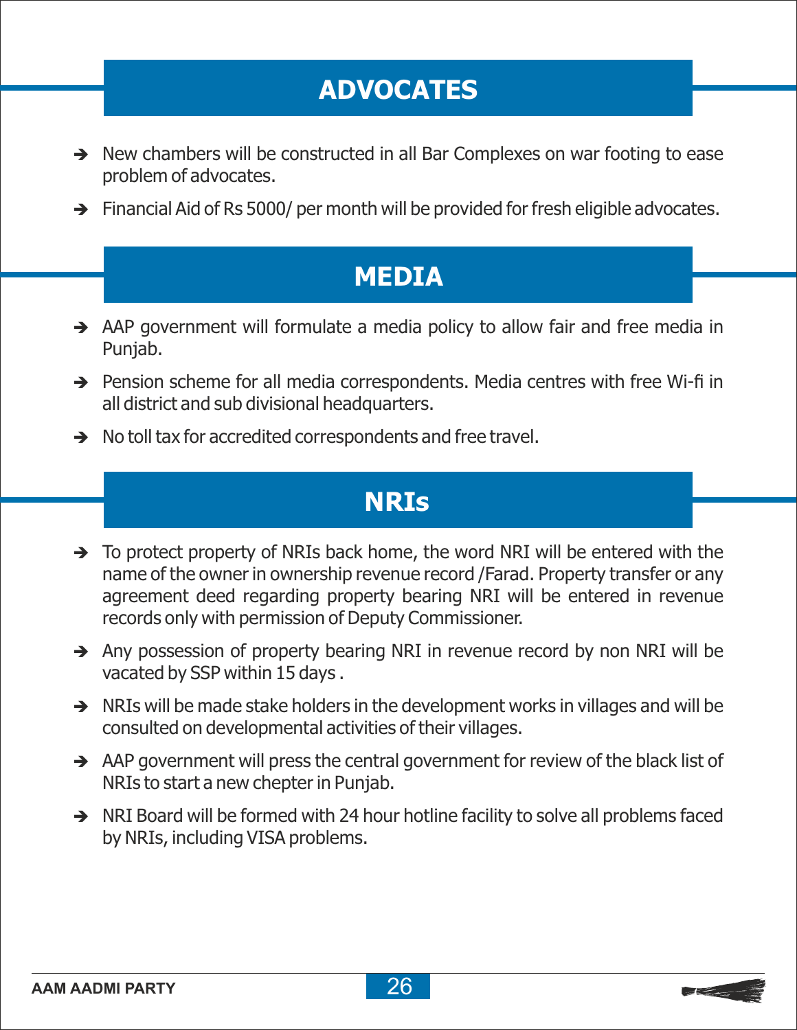## ADVOCATES

- New chambers will be constructed in all Bar Complexes on war footing to ease problem of advocates.
- Financial Aid of Rs 5000/ per month will be provided for fresh eligible advocates.

## MEDIA

- AAP government will formulate a media policy to allow fair and free media in Punjab.
- Pension scheme for all media correspondents. Media centres with free Wi-fi in all district and sub divisional headquarters.
- No toll tax for accredited correspondents and free travel.

## NRIs

- To protect property of NRIs back home, the word NRI will be entered with the name of the owner in ownership revenue record /Farad. Property transfer or any agreement deed regarding property bearing NRI will be entered in revenue records only with permission of Deputy Commissioner.
- Any possession of property bearing NRI in revenue record by non NRI will be vacated by SSP within 15 days .
- NRIs will be made stake holders in the development works in villages and will be consulted on developmental activities of their villages.
- AAP government will press the central government for review of the black list of NRIs to start a new chepter in Punjab.
- NRI Board will be formed with 24 hour hotline facility to solve all problems faced by NRIs, including VISA problems.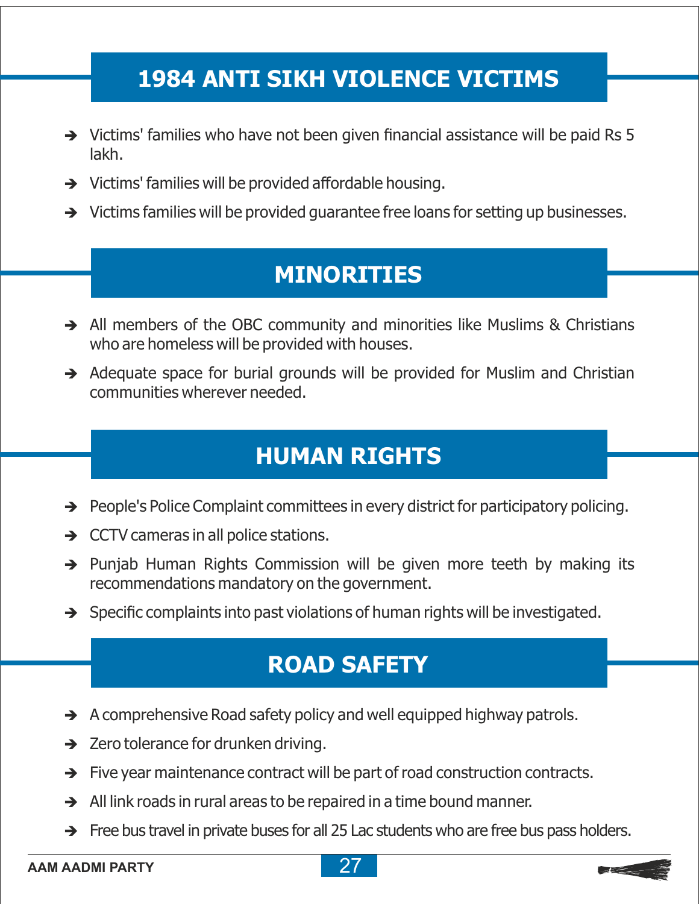## 1984 ANTI SIKH VIOLENCE VICTIMS

- Victims' families who have not been given financial assistance will be paid Rs 5 lakh.
- Victims' families will be provided affordable housing.
- Victims families will be provided guarantee free loans for setting up businesses.

## MINORITIES

- All members of the OBC community and minorities like Muslims & Christians who are homeless will be provided with houses.
- Adequate space for burial grounds will be provided for Muslim and Christian communities wherever needed.

## HUMAN RIGHTS

- People's Police Complaint committees in every district for participatory policing.
- CCTV cameras in all police stations.
- Punjab Human Rights Commission will be given more teeth by making its recommendations mandatory on the government.
- Specific complaints into past violations of human rights will be investigated.

## ROAD SAFETY

- A comprehensive Road safety policy and well equipped highway patrols.
- Zero tolerance for drunken driving.
- Five year maintenance contract will be part of road construction contracts.
- All link roads in rural areas to be repaired in a time bound manner.
- Free bus travel in private buses for all 25 Lac students who are free bus pass holders.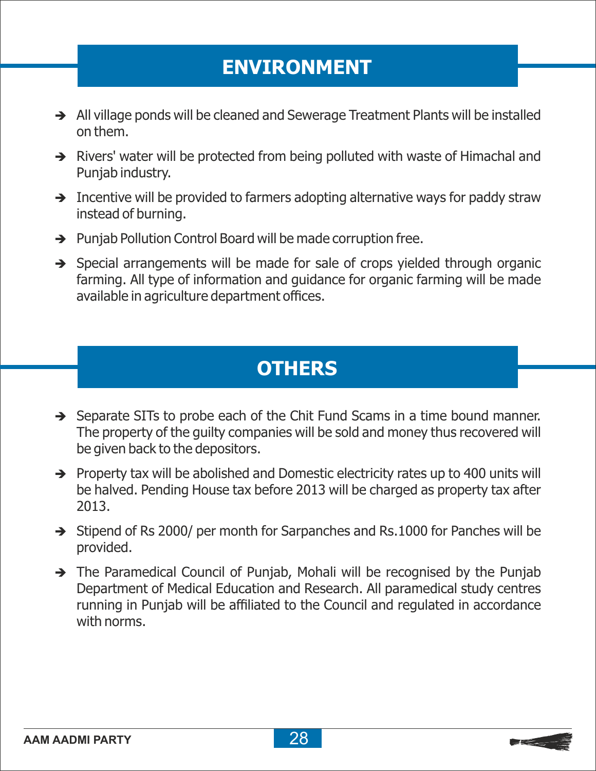## ENVIRONMENT

- All village ponds will be cleaned and Sewerage Treatment Plants will be installed on them.
- Rivers' water will be protected from being polluted with waste of Himachal and Punjab industry.
- Incentive will be provided to farmers adopting alternative ways for paddy straw instead of burning.
- Punjab Pollution Control Board will be made corruption free.
- Special arrangements will be made for sale of crops yielded through organic farming. All type of information and guidance for organic farming will be made available in agriculture department offices.

## OTHERS

- Separate SITs to probe each of the Chit Fund Scams in a time bound manner. The property of the guilty companies will be sold and money thus recovered will be given back to the depositors.
- Property tax will be abolished and Domestic electricity rates up to 400 units will be halved. Pending House tax before 2013 will be charged as property tax after 2013.
- Stipend of Rs 2000/ per month for Sarpanches and Rs.1000 for Panches will be provided.
- The Paramedical Council of Punjab, Mohali will be recognised by the Punjab Department of Medical Education and Research. All paramedical study centres running in Punjab will be affiliated to the Council and regulated in accordance with norms.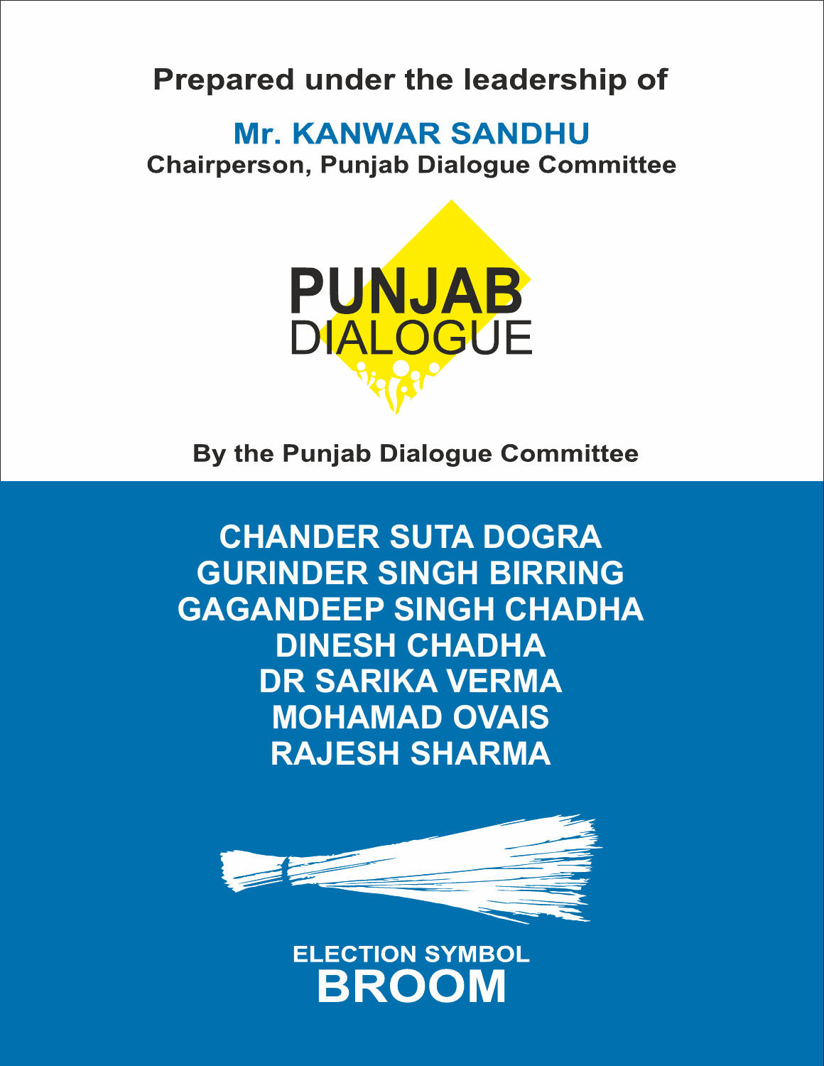**Prepared under the leadership of**

**Mr. KANWAR SANDHU**
**Chairperson, Punjab Dialogue Committee**

PUNJAB
DIALOGUE

**By the Punjab Dialogue Committee**

**CHANDER SUTA DOGRA**
**GURINDER SINGH BIRRING**
**GAGANDEEP SINGH CHADHA**
**DINESH CHADHA**
**DR SARIKA VERMA**
**MOHAMAD OVAIS**
**RAJESH SHARMA**

**ELECTION SYMBOL**
**BROOM**